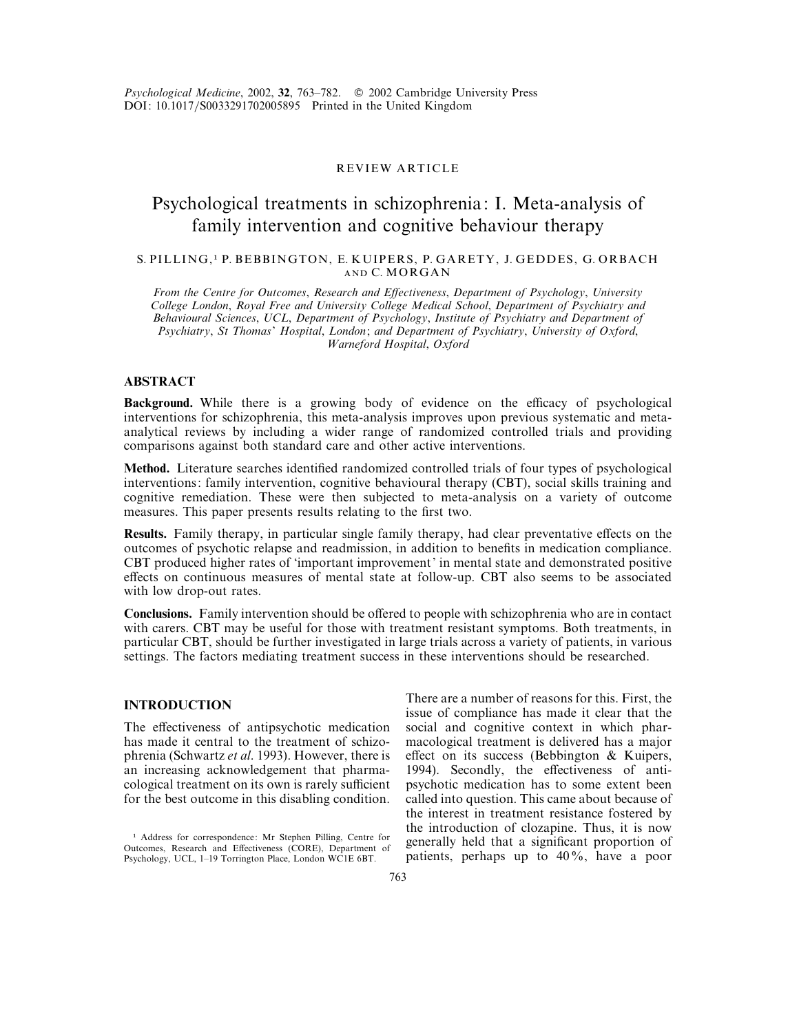Psychological Medicine, 2002, 32, 763–782. © 2002 Cambridge University Press
DOI: 10.1017/S0033291702005895 Printed in the United Kingdom

REVIEW ARTICLE

# Psychological treatments in schizophrenia: I. Meta-analysis of family intervention and cognitive behaviour therapy

S. PILLING,[1] P. BEBBINGTON, E. KUIPERS, P. GARETY, J. GEDDES, G. ORBACH AND C. MORGAN

*From the Centre for Outcomes, Research and Effectiveness, Department of Psychology, University College London, Royal Free and University College Medical School, Department of Psychiatry and Behavioural Sciences, UCL, Department of Psychology, Institute of Psychiatry and Department of Psychiatry, St Thomas' Hospital, London; and Department of Psychiatry, University of Oxford, Warneford Hospital, Oxford*

## ABSTRACT

**Background.** While there is a growing body of evidence on the efficacy of psychological interventions for schizophrenia, this meta-analysis improves upon previous systematic and meta-analytical reviews by including a wider range of randomized controlled trials and providing comparisons against both standard care and other active interventions.

**Method.** Literature searches identified randomized controlled trials of four types of psychological interventions: family intervention, cognitive behavioural therapy (CBT), social skills training and cognitive remediation. These were then subjected to meta-analysis on a variety of outcome measures. This paper presents results relating to the first two.

**Results.** Family therapy, in particular single family therapy, had clear preventative effects on the outcomes of psychotic relapse and readmission, in addition to benefits in medication compliance. CBT produced higher rates of 'important improvement' in mental state and demonstrated positive effects on continuous measures of mental state at follow-up. CBT also seems to be associated with low drop-out rates.

**Conclusions.** Family intervention should be offered to people with schizophrenia who are in contact with carers. CBT may be useful for those with treatment resistant symptoms. Both treatments, in particular CBT, should be further investigated in large trials across a variety of patients, in various settings. The factors mediating treatment success in these interventions should be researched.

## INTRODUCTION

The effectiveness of antipsychotic medication has made it central to the treatment of schizophrenia (Schwartz *et al.* 1993). However, there is an increasing acknowledgement that pharmacological treatment on its own is rarely sufficient for the best outcome in this disabling condition. There are a number of reasons for this. First, the issue of compliance has made it clear that the social and cognitive context in which pharmacological treatment is delivered has a major effect on its success (Bebbington & Kuipers, 1994). Secondly, the effectiveness of antipsychotic medication has to some extent been called into question. This came about because of the interest in treatment resistance fostered by the introduction of clozapine. Thus, it is now generally held that a significant proportion of patients, perhaps up to 40%, have a poor

[1] Address for correspondence: Mr Stephen Pilling, Centre for Outcomes, Research and Effectiveness (CORE), Department of Psychology, UCL, 1–19 Torrington Place, London WC1E 6BT.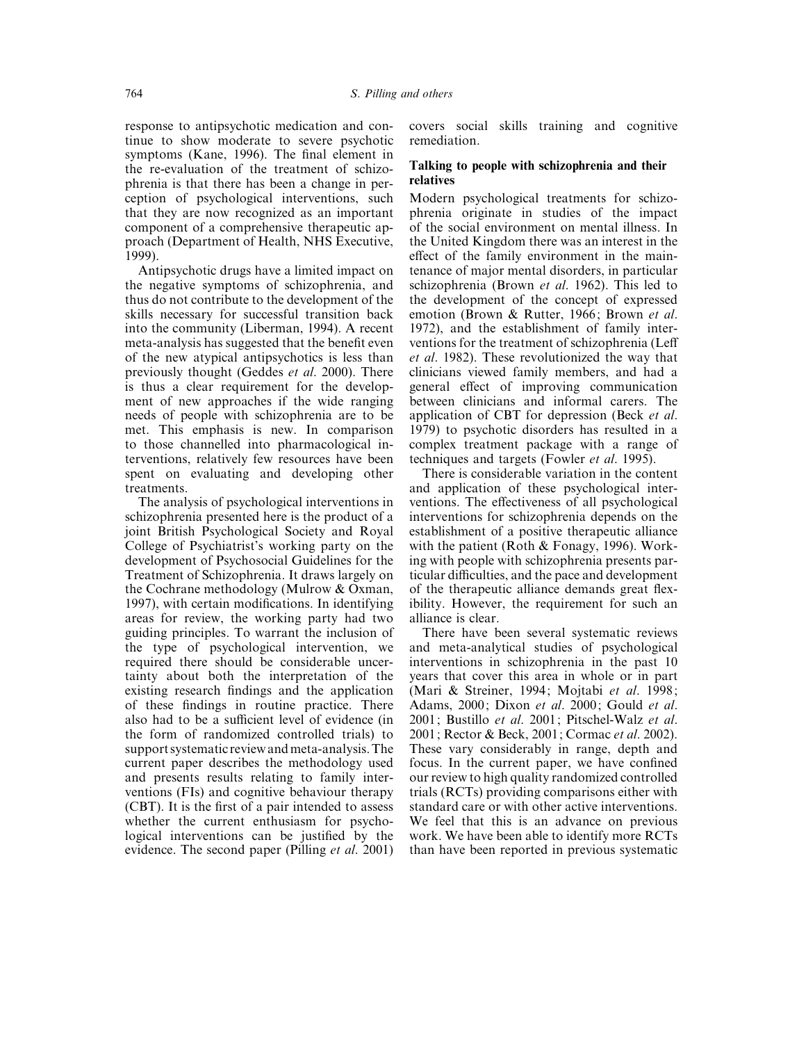response to antipsychotic medication and continue to show moderate to severe psychotic symptoms (Kane, 1996). The final element in the re-evaluation of the treatment of schizophrenia is that there has been a change in perception of psychological interventions, such that they are now recognized as an important component of a comprehensive therapeutic approach (Department of Health, NHS Executive, 1999).

Antipsychotic drugs have a limited impact on the negative symptoms of schizophrenia, and thus do not contribute to the development of the skills necessary for successful transition back into the community (Liberman, 1994). A recent meta-analysis has suggested that the benefit even of the new atypical antipsychotics is less than previously thought (Geddes *et al.* 2000). There is thus a clear requirement for the development of new approaches if the wide ranging needs of people with schizophrenia are to be met. This emphasis is new. In comparison to those channelled into pharmacological interventions, relatively few resources have been spent on evaluating and developing other treatments.

The analysis of psychological interventions in schizophrenia presented here is the product of a joint British Psychological Society and Royal College of Psychiatrist's working party on the development of Psychosocial Guidelines for the Treatment of Schizophrenia. It draws largely on the Cochrane methodology (Mulrow & Oxman, 1997), with certain modifications. In identifying areas for review, the working party had two guiding principles. To warrant the inclusion of the type of psychological intervention, we required there should be considerable uncertainty about both the interpretation of the existing research findings and the application of these findings in routine practice. There also had to be a sufficient level of evidence (in the form of randomized controlled trials) to support systematic review and meta-analysis. The current paper describes the methodology used and presents results relating to family interventions (FIs) and cognitive behaviour therapy (CBT). It is the first of a pair intended to assess whether the current enthusiasm for psychological interventions can be justified by the evidence. The second paper (Pilling *et al.* 2001) covers social skills training and cognitive remediation.

### Talking to people with schizophrenia and their relatives

Modern psychological treatments for schizophrenia originate in studies of the impact of the social environment on mental illness. In the United Kingdom there was an interest in the effect of the family environment in the maintenance of major mental disorders, in particular schizophrenia (Brown *et al.* 1962). This led to the development of the concept of expressed emotion (Brown & Rutter, 1966; Brown *et al.* 1972), and the establishment of family interventions for the treatment of schizophrenia (Leff *et al.* 1982). These revolutionized the way that clinicians viewed family members, and had a general effect of improving communication between clinicians and informal carers. The application of CBT for depression (Beck *et al.* 1979) to psychotic disorders has resulted in a complex treatment package with a range of techniques and targets (Fowler *et al.* 1995).

There is considerable variation in the content and application of these psychological interventions. The effectiveness of all psychological interventions for schizophrenia depends on the establishment of a positive therapeutic alliance with the patient (Roth & Fonagy, 1996). Working with people with schizophrenia presents particular difficulties, and the pace and development of the therapeutic alliance demands great flexibility. However, the requirement for such an alliance is clear.

There have been several systematic reviews and meta-analytical studies of psychological interventions in schizophrenia in the past 10 years that cover this area in whole or in part (Mari & Streiner, 1994; Mojtabi *et al.* 1998; Adams, 2000; Dixon *et al.* 2000; Gould *et al.* 2001; Bustillo *et al.* 2001; Pitschel-Walz *et al.* 2001; Rector & Beck, 2001; Cormac *et al.* 2002). These vary considerably in range, depth and focus. In the current paper, we have confined our review to high quality randomized controlled trials (RCTs) providing comparisons either with standard care or with other active interventions. We feel that this is an advance on previous work. We have been able to identify more RCTs than have been reported in previous systematic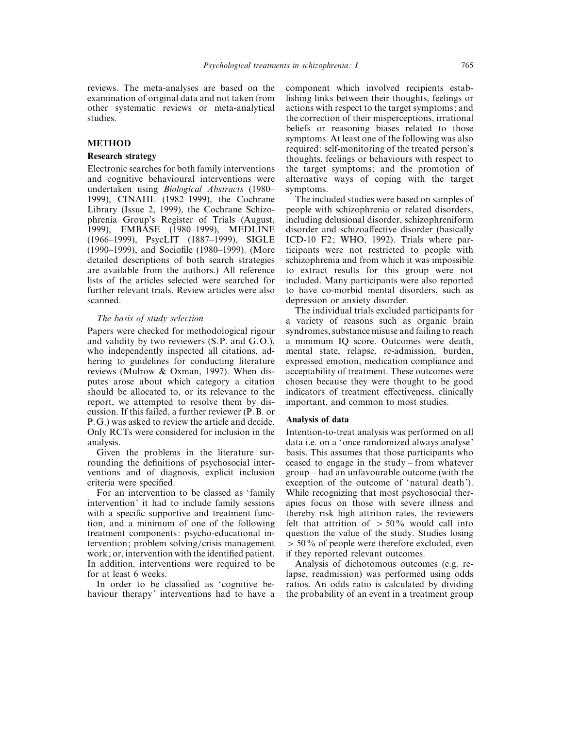reviews. The meta-analyses are based on the examination of original data and not taken from other systematic reviews or meta-analytical studies.

## METHOD

### Research strategy

Electronic searches for both family interventions and cognitive behavioural interventions were undertaken using *Biological Abstracts* (1980–1999), CINAHL (1982–1999), the Cochrane Library (Issue 2, 1999), the Cochrane Schizophrenia Group's Register of Trials (August, 1999), EMBASE (1980–1999), MEDLINE (1966–1999), PsycLIT (1887–1999), SIGLE (1990–1999), and Sociofile (1980–1999). (More detailed descriptions of both search strategies are available from the authors.) All reference lists of the articles selected were searched for further relevant trials. Review articles were also scanned.

#### *The basis of study selection*

Papers were checked for methodological rigour and validity by two reviewers (S.P. and G.O.), who independently inspected all citations, adhering to guidelines for conducting literature reviews (Mulrow & Oxman, 1997). When disputes arose about which category a citation should be allocated to, or its relevance to the report, we attempted to resolve them by discussion. If this failed, a further reviewer (P.B. or P.G.) was asked to review the article and decide. Only RCTs were considered for inclusion in the analysis.

Given the problems in the literature surrounding the definitions of psychosocial interventions and of diagnosis, explicit inclusion criteria were specified.

For an intervention to be classed as 'family intervention' it had to include family sessions with a specific supportive and treatment function, and a minimum of one of the following treatment components: psycho-educational intervention; problem solving/crisis management work; or, intervention with the identified patient. In addition, interventions were required to be for at least 6 weeks.

In order to be classified as 'cognitive behaviour therapy' interventions had to have a component which involved recipients establishing links between their thoughts, feelings or actions with respect to the target symptoms; and the correction of their misperceptions, irrational beliefs or reasoning biases related to those symptoms. At least one of the following was also required: self-monitoring of the treated person's thoughts, feelings or behaviours with respect to the target symptoms; and the promotion of alternative ways of coping with the target symptoms.

The included studies were based on samples of people with schizophrenia or related disorders, including delusional disorder, schizophreniform disorder and schizoaffective disorder (basically ICD-10 F2; WHO, 1992). Trials where participants were not restricted to people with schizophrenia and from which it was impossible to extract results for this group were not included. Many participants were also reported to have co-morbid mental disorders, such as depression or anxiety disorder.

The individual trials excluded participants for a variety of reasons such as organic brain syndromes, substance misuse and failing to reach a minimum IQ score. Outcomes were death, mental state, relapse, re-admission, burden, expressed emotion, medication compliance and acceptability of treatment. These outcomes were chosen because they were thought to be good indicators of treatment effectiveness, clinically important, and common to most studies.

### Analysis of data

Intention-to-treat analysis was performed on all data i.e. on a 'once randomized always analyse' basis. This assumes that those participants who ceased to engage in the study – from whatever group – had an unfavourable outcome (with the exception of the outcome of 'natural death'). While recognizing that most psychosocial therapies focus on those with severe illness and thereby risk high attrition rates, the reviewers felt that attrition of $> 50\%$ would call into question the value of the study. Studies losing $> 50\%$ of people were therefore excluded, even if they reported relevant outcomes.

Analysis of dichotomous outcomes (e.g. relapse, readmission) was performed using odds ratios. An odds ratio is calculated by dividing the probability of an event in a treatment group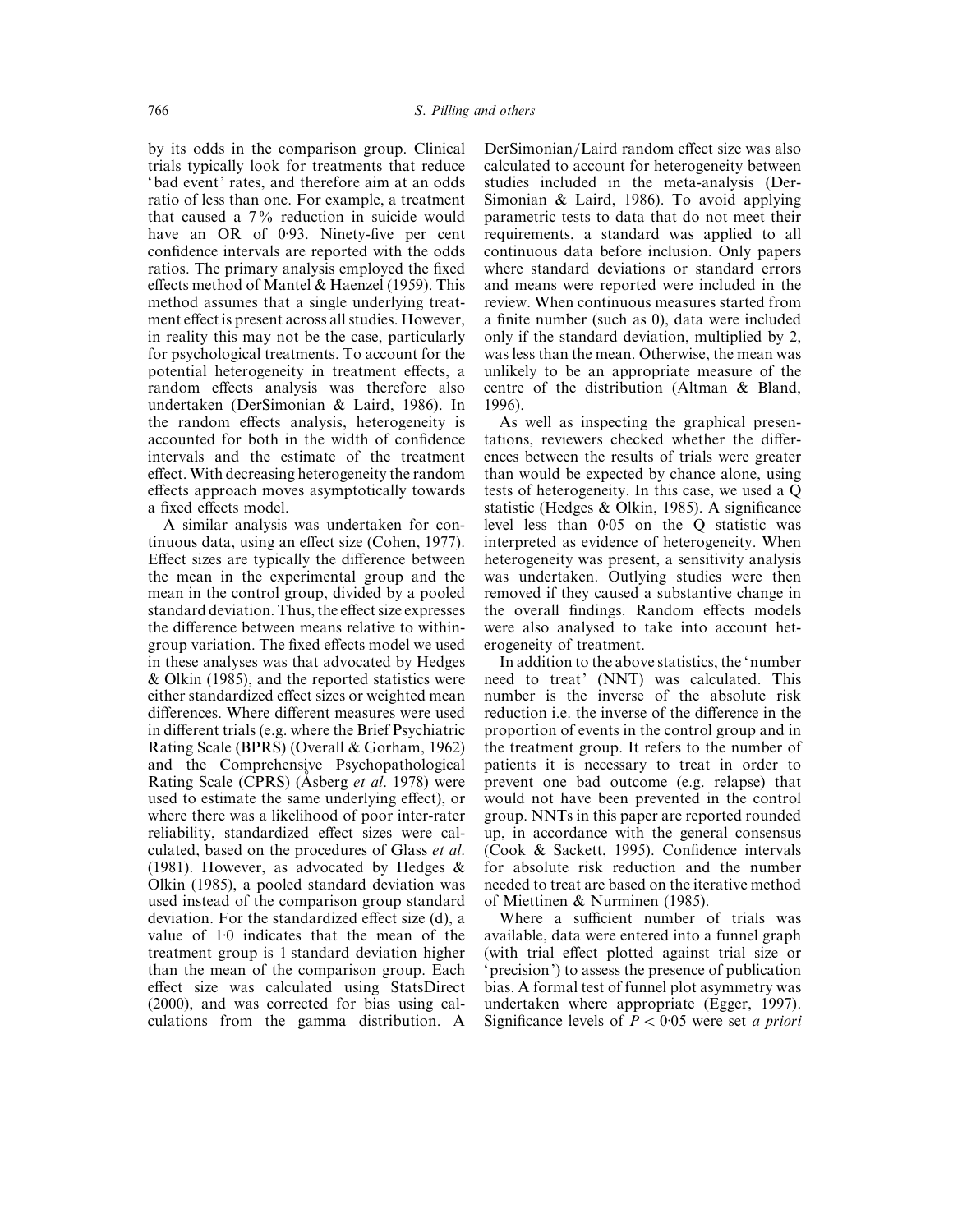by its odds in the comparison group. Clinical trials typically look for treatments that reduce 'bad event' rates, and therefore aim at an odds ratio of less than one. For example, a treatment that caused a 7% reduction in suicide would have an OR of 0·93. Ninety-five per cent confidence intervals are reported with the odds ratios. The primary analysis employed the fixed effects method of Mantel & Haenzel (1959). This method assumes that a single underlying treatment effect is present across all studies. However, in reality this may not be the case, particularly for psychological treatments. To account for the potential heterogeneity in treatment effects, a random effects analysis was therefore also undertaken (DerSimonian & Laird, 1986). In the random effects analysis, heterogeneity is accounted for both in the width of confidence intervals and the estimate of the treatment effect. With decreasing heterogeneity the random effects approach moves asymptotically towards a fixed effects model.

A similar analysis was undertaken for continuous data, using an effect size (Cohen, 1977). Effect sizes are typically the difference between the mean in the experimental group and the mean in the control group, divided by a pooled standard deviation. Thus, the effect size expresses the difference between means relative to within-group variation. The fixed effects model we used in these analyses was that advocated by Hedges & Olkin (1985), and the reported statistics were either standardized effect sizes or weighted mean differences. Where different measures were used in different trials (e.g. where the Brief Psychiatric Rating Scale (BPRS) (Overall & Gorham, 1962) and the Comprehensive Psychopathological Rating Scale (CPRS) (Åsberg *et al.* 1978) were used to estimate the same underlying effect), or where there was a likelihood of poor inter-rater reliability, standardized effect sizes were calculated, based on the procedures of Glass *et al.* (1981). However, as advocated by Hedges & Olkin (1985), a pooled standard deviation was used instead of the comparison group standard deviation. For the standardized effect size (d), a value of 1·0 indicates that the mean of the treatment group is 1 standard deviation higher than the mean of the comparison group. Each effect size was calculated using StatsDirect (2000), and was corrected for bias using calculations from the gamma distribution. A DerSimonian/Laird random effect size was also calculated to account for heterogeneity between studies included in the meta-analysis (DerSimonian & Laird, 1986). To avoid applying parametric tests to data that do not meet their requirements, a standard was applied to all continuous data before inclusion. Only papers where standard deviations or standard errors and means were reported were included in the review. When continuous measures started from a finite number (such as 0), data were included only if the standard deviation, multiplied by 2, was less than the mean. Otherwise, the mean was unlikely to be an appropriate measure of the centre of the distribution (Altman & Bland, 1996).

As well as inspecting the graphical presentations, reviewers checked whether the differences between the results of trials were greater than would be expected by chance alone, using tests of heterogeneity. In this case, we used a Q statistic (Hedges & Olkin, 1985). A significance level less than 0·05 on the Q statistic was interpreted as evidence of heterogeneity. When heterogeneity was present, a sensitivity analysis was undertaken. Outlying studies were then removed if they caused a substantive change in the overall findings. Random effects models were also analysed to take into account heterogeneity of treatment.

In addition to the above statistics, the 'number need to treat' (NNT) was calculated. This number is the inverse of the absolute risk reduction i.e. the inverse of the difference in the proportion of events in the control group and in the treatment group. It refers to the number of patients it is necessary to treat in order to prevent one bad outcome (e.g. relapse) that would not have been prevented in the control group. NNTs in this paper are reported rounded up, in accordance with the general consensus (Cook & Sackett, 1995). Confidence intervals for absolute risk reduction and the number needed to treat are based on the iterative method of Miettinen & Nurminen (1985).

Where a sufficient number of trials was available, data were entered into a funnel graph (with trial effect plotted against trial size or 'precision') to assess the presence of publication bias. A formal test of funnel plot asymmetry was undertaken where appropriate (Egger, 1997). Significance levels of $P < 0{\cdot}05$ were set *a priori*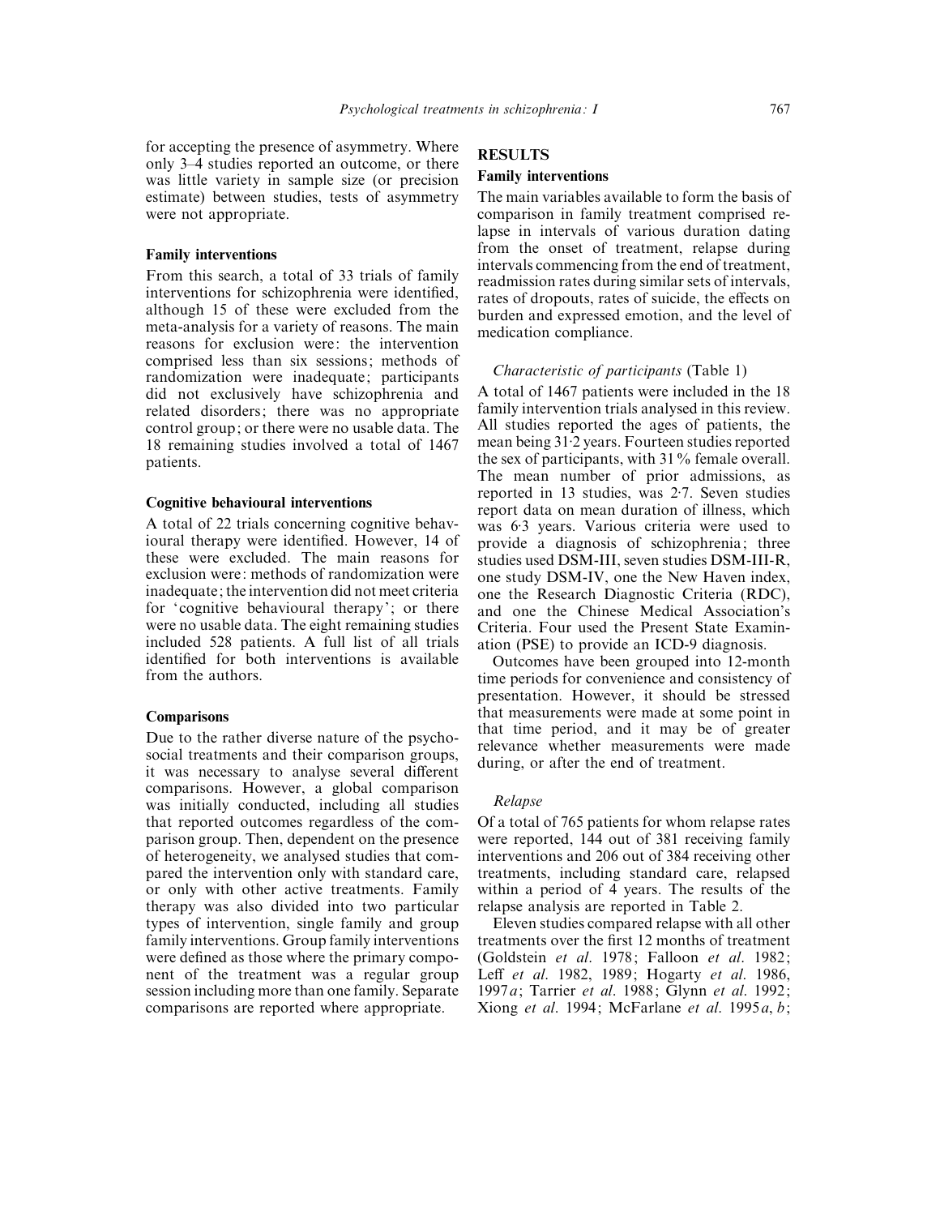for accepting the presence of asymmetry. Where only 3–4 studies reported an outcome, or there was little variety in sample size (or precision estimate) between studies, tests of asymmetry were not appropriate.

### Family interventions

From this search, a total of 33 trials of family interventions for schizophrenia were identified, although 15 of these were excluded from the meta-analysis for a variety of reasons. The main reasons for exclusion were: the intervention comprised less than six sessions; methods of randomization were inadequate; participants did not exclusively have schizophrenia and related disorders; there was no appropriate control group; or there were no usable data. The 18 remaining studies involved a total of 1467 patients.

### Cognitive behavioural interventions

A total of 22 trials concerning cognitive behavioural therapy were identified. However, 14 of these were excluded. The main reasons for exclusion were: methods of randomization were inadequate; the intervention did not meet criteria for 'cognitive behavioural therapy'; or there were no usable data. The eight remaining studies included 528 patients. A full list of all trials identified for both interventions is available from the authors.

### Comparisons

Due to the rather diverse nature of the psychosocial treatments and their comparison groups, it was necessary to analyse several different comparisons. However, a global comparison was initially conducted, including all studies that reported outcomes regardless of the comparison group. Then, dependent on the presence of heterogeneity, we analysed studies that compared the intervention only with standard care, or only with other active treatments. Family therapy was also divided into two particular types of intervention, single family and group family interventions. Group family interventions were defined as those where the primary component of the treatment was a regular group session including more than one family. Separate comparisons are reported where appropriate.

## RESULTS

### Family interventions

The main variables available to form the basis of comparison in family treatment comprised relapse in intervals of various duration dating from the onset of treatment, relapse during intervals commencing from the end of treatment, readmission rates during similar sets of intervals, rates of dropouts, rates of suicide, the effects on burden and expressed emotion, and the level of medication compliance.

#### *Characteristic of participants* (Table 1)

A total of 1467 patients were included in the 18 family intervention trials analysed in this review. All studies reported the ages of patients, the mean being 31·2 years. Fourteen studies reported the sex of participants, with 31% female overall. The mean number of prior admissions, as reported in 13 studies, was 2·7. Seven studies report data on mean duration of illness, which was 6·3 years. Various criteria were used to provide a diagnosis of schizophrenia; three studies used DSM-III, seven studies DSM-III-R, one study DSM-IV, one the New Haven index, one the Research Diagnostic Criteria (RDC), and one the Chinese Medical Association's Criteria. Four used the Present State Examination (PSE) to provide an ICD-9 diagnosis.

Outcomes have been grouped into 12-month time periods for convenience and consistency of presentation. However, it should be stressed that measurements were made at some point in that time period, and it may be of greater relevance whether measurements were made during, or after the end of treatment.

#### *Relapse*

Of a total of 765 patients for whom relapse rates were reported, 144 out of 381 receiving family interventions and 206 out of 384 receiving other treatments, including standard care, relapsed within a period of 4 years. The results of the relapse analysis are reported in Table 2.

Eleven studies compared relapse with all other treatments over the first 12 months of treatment (Goldstein *et al*. 1978; Falloon *et al*. 1982; Leff *et al*. 1982, 1989; Hogarty *et al*. 1986, 1997*a*; Tarrier *et al*. 1988; Glynn *et al*. 1992; Xiong *et al*. 1994; McFarlane *et al*. 1995*a*, *b*;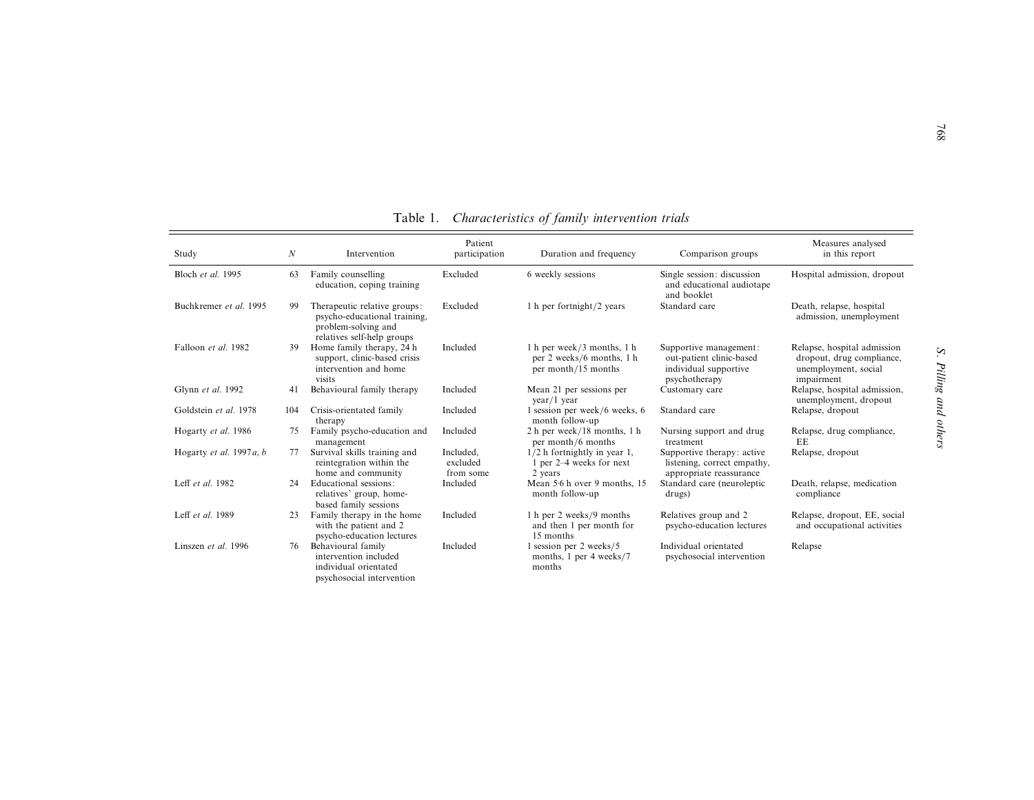Table 1. *Characteristics of family intervention trials*

| Study | *N* | Intervention | Patient participation | Duration and frequency | Comparison groups | Measures analysed in this report |
|---|---|---|---|---|---|---|
| Bloch *et al.* 1995 | 63 | Family counselling education, coping training | Excluded | 6 weekly sessions | Single session: discussion and educational audiotape and booklet | Hospital admission, dropout |
| Buchkremer *et al.* 1995 | 99 | Therapeutic relative groups: psycho-educational training, problem-solving and relatives self-help groups | Excluded | 1 h per fortnight/2 years | Standard care | Death, relapse, hospital admission, unemployment |
| Falloon *et al.* 1982 | 39 | Home family therapy, 24 h support, clinic-based crisis intervention and home visits | Included | 1 h per week/3 months, 1 h per 2 weeks/6 months, 1 h per month/15 months | Supportive management: out-patient clinic-based individual supportive psychotherapy | Relapse, hospital admission dropout, drug compliance, unemployment, social impairment |
| Glynn *et al.* 1992 | 41 | Behavioural family therapy | Included | Mean 21 per sessions per year/1 year | Customary care | Relapse, hospital admission, unemployment, dropout |
| Goldstein *et al.* 1978 | 104 | Crisis-orientated family therapy | Included | 1 session per week/6 weeks, 6 month follow-up | Standard care | Relapse, dropout |
| Hogarty *et al.* 1986 | 75 | Family psycho-education and management | Included | 2 h per week/18 months, 1 h per month/6 months | Nursing support and drug treatment | Relapse, drug compliance, EE |
| Hogarty *et al.* 1997*a*, *b* | 77 | Survival skills training and reintegration within the home and community | Included, excluded from some | 1/2 h fortnightly in year 1, 1 per 2–4 weeks for next 2 years | Supportive therapy: active listening, correct empathy, appropriate reassurance | Relapse, dropout |
| Leff *et al.* 1982 | 24 | Educational sessions: relatives' group, home-based family sessions | Included | Mean 5·6 h over 9 months, 15 month follow-up | Standard care (neuroleptic drugs) | Death, relapse, medication compliance |
| Leff *et al.* 1989 | 23 | Family therapy in the home with the patient and 2 psycho-education lectures | Included | 1 h per 2 weeks/9 months and then 1 per month for 15 months | Relatives group and 2 psycho-education lectures | Relapse, dropout, EE, social and occupational activities |
| Linszen *et al.* 1996 | 76 | Behavioural family intervention included individual orientated psychosocial intervention | Included | 1 session per 2 weeks/5 months, 1 per 4 weeks/7 months | Individual orientated psychosocial intervention | Relapse |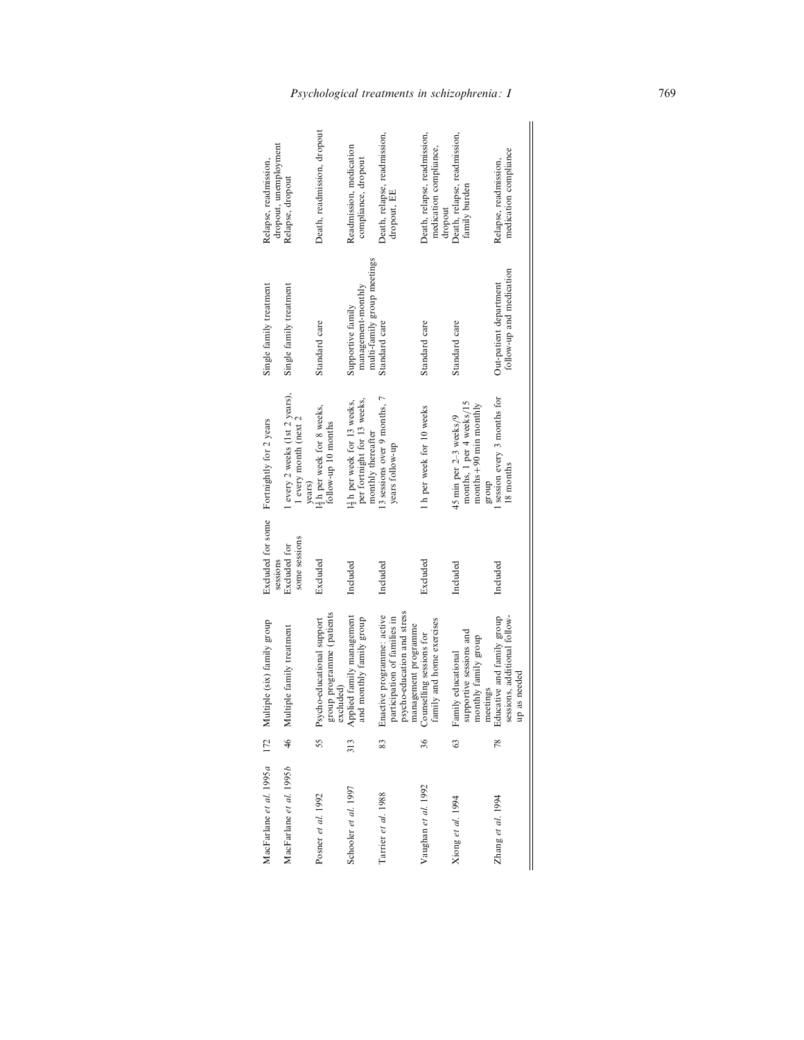| | | | | | | |
|---|---|---|---|---|---|---|
| MacFarlane *et al.* 1995*a* | 172 | Multiple (six) family group | Excluded for some sessions | Fortnightly for 2 years | Single family treatment | Relapse, readmission, dropout, unemployment |
| MacFarlane *et al.* 1995*b* | 46 | Multiple family treatment | Excluded for some sessions | 1 every 2 weeks (1st 2 years), 1 every month (next 2 years) | Single family treatment | Relapse, dropout |
| Posner *et al.* 1992 | 55 | Psycho-educational support group programme (patients excluded) | Excluded | $1\frac{1}{2}$ h per week for 8 weeks, follow-up 10 months | Standard care | Death, readmission, dropout |
| Schooler *et al.* 1997 | 313 | Applied family management and monthly family group | Included | $1\frac{1}{2}$ h per week for 13 weeks, per fortnight for 13 weeks, monthly thereafter | Supportive family management-monthly multi-family group meetings | Readmission, medication compliance, dropout |
| Tarrier *et al.* 1988 | 83 | Enactive programme: active participation of families in psycho-education and stress management programme | Included | 13 sessions over 9 months, 7 years follow-up | Standard care | Death, relapse, readmission, dropout, EE |
| Vaughan *et al.* 1992 | 36 | Counselling sessions for family and home exercises | Excluded | 1 h per week for 10 weeks | Standard care | Death, relapse, readmission, medication compliance, dropout |
| Xiong *et al.* 1994 | 63 | Family educational supportive sessions and monthly family group meetings | Included | 45 min per 2–3 weeks/9 months, 1 per 4 weeks/15 months + 90 min monthly group | Standard care | Death, relapse, readmission, family burden |
| Zhang *et al.* 1994 | 78 | Educative and family group sessions, additional follow-up as needed | Included | 1 session every 3 months for 18 months | Out-patient department follow-up and medication | Relapse, readmission, medication compliance |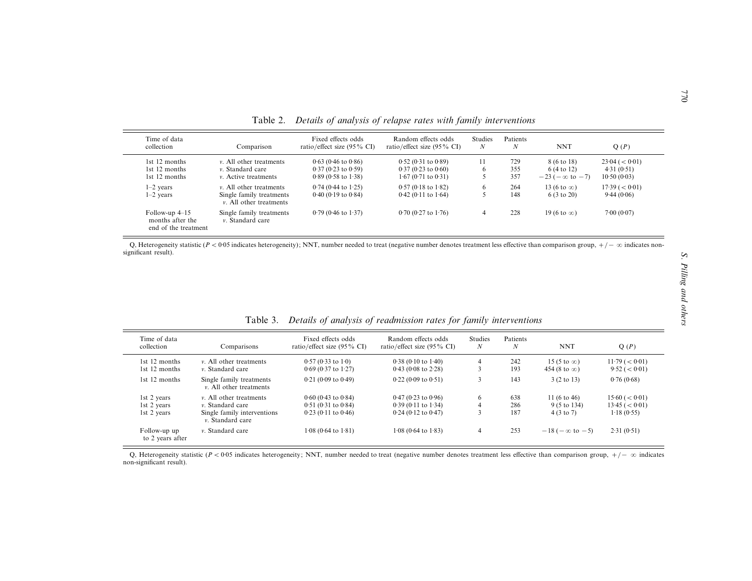**Table 2.** *Details of analysis of relapse rates with family interventions*

| Time of data collection | Comparison | Fixed effects odds ratio/effect size (95% CI) | Random effects odds ratio/effect size (95% CI) | Studies *N* | Patients *N* | NNT | Q (*P*) |
|---|---|---|---|---|---|---|---|
| 1st 12 months | *v.* All other treatments | 0·63 (0·46 to 0·86) | 0·52 (0·31 to 0·89) | 11 | 729 | 8 (6 to 18) | 23·04 (< 0·01) |
| 1st 12 months | *v.* Standard care | 0·37 (0·23 to 0·59) | 0·37 (0·23 to 0·60) | 6 | 355 | 6 (4 to 12) | 4·31 (0·51) |
| 1st 12 months | *v.* Active treatments | 0·89 (0·58 to 1·38) | 1·67 (0·71 to 0·31) | 5 | 357 | −23 (−∞ to −7) | 10·50 (0·03) |
| 1–2 years | *v.* All other treatments | 0·74 (0·44 to 1·25) | 0·57 (0·18 to 1·82) | 6 | 264 | 13 (6 to ∞) | 17·39 (< 0·01) |
| 1–2 years | Single family treatments *v.* All other treatments | 0·40 (0·19 to 0·84) | 0·42 (0·11 to 1·64) | 5 | 148 | 6 (3 to 20) | 9·44 (0·06) |
| Follow-up 4–15 months after the end of the treatment | Single family treatments *v.* Standard care | 0·79 (0·46 to 1·37) | 0·70 (0·27 to 1·76) | 4 | 228 | 19 (6 to ∞) | 7·00 (0·07) |

Q, Heterogeneity statistic ($P < 0·05$ indicates heterogeneity); NNT, number needed to treat (negative number denotes treatment less effective than comparison group, +/− ∞ indicates non-significant result).

**Table 3.** *Details of analysis of readmission rates for family interventions*

| Time of data collection | Comparisons | Fixed effects odds ratio/effect size (95% CI) | Random effects odds ratio/effect size (95% CI) | Studies *N* | Patients *N* | NNT | Q (*P*) |
|---|---|---|---|---|---|---|---|
| 1st 12 months | *v.* All other treatments | 0·57 (0·33 to 1·0) | 0·38 (0·10 to 1·40) | 4 | 242 | 15 (5 to ∞) | 11·79 (< 0·01) |
| 1st 12 months | *v.* Standard care | 0·69 (0·37 to 1·27) | 0·43 (0·08 to 2·28) | 3 | 193 | 454 (8 to ∞) | 9·52 (< 0·01) |
| 1st 12 months | Single family treatments *v.* All other treatments | 0·21 (0·09 to 0·49) | 0·22 (0·09 to 0·51) | 3 | 143 | 3 (2 to 13) | 0·76 (0·68) |
| 1st 2 years | *v.* All other treatments | 0·60 (0·43 to 0·84) | 0·47 (0·23 to 0·96) | 6 | 638 | 11 (6 to 46) | 15·60 (< 0·01) |
| 1st 2 years | *v.* Standard care | 0·51 (0·31 to 0·84) | 0·39 (0·11 to 1·34) | 4 | 286 | 9 (5 to 134) | 13·45 (< 0·01) |
| 1st 2 years | Single family interventions *v.* Standard care | 0·23 (0·11 to 0·46) | 0·24 (0·12 to 0·47) | 3 | 187 | 4 (3 to 7) | 1·18 (0·55) |
| Follow-up up to 2 years after | *v.* Standard care | 1·08 (0·64 to 1·81) | 1·08 (0·64 to 1·83) | 4 | 253 | −18 (−∞ to −5) | 2·31 (0·51) |

Q, Heterogeneity statistic ($P < 0·05$ indicates heterogeneity; NNT, number needed to treat (negative number denotes treatment less effective than comparison group, +/− ∞ indicates non-significant result).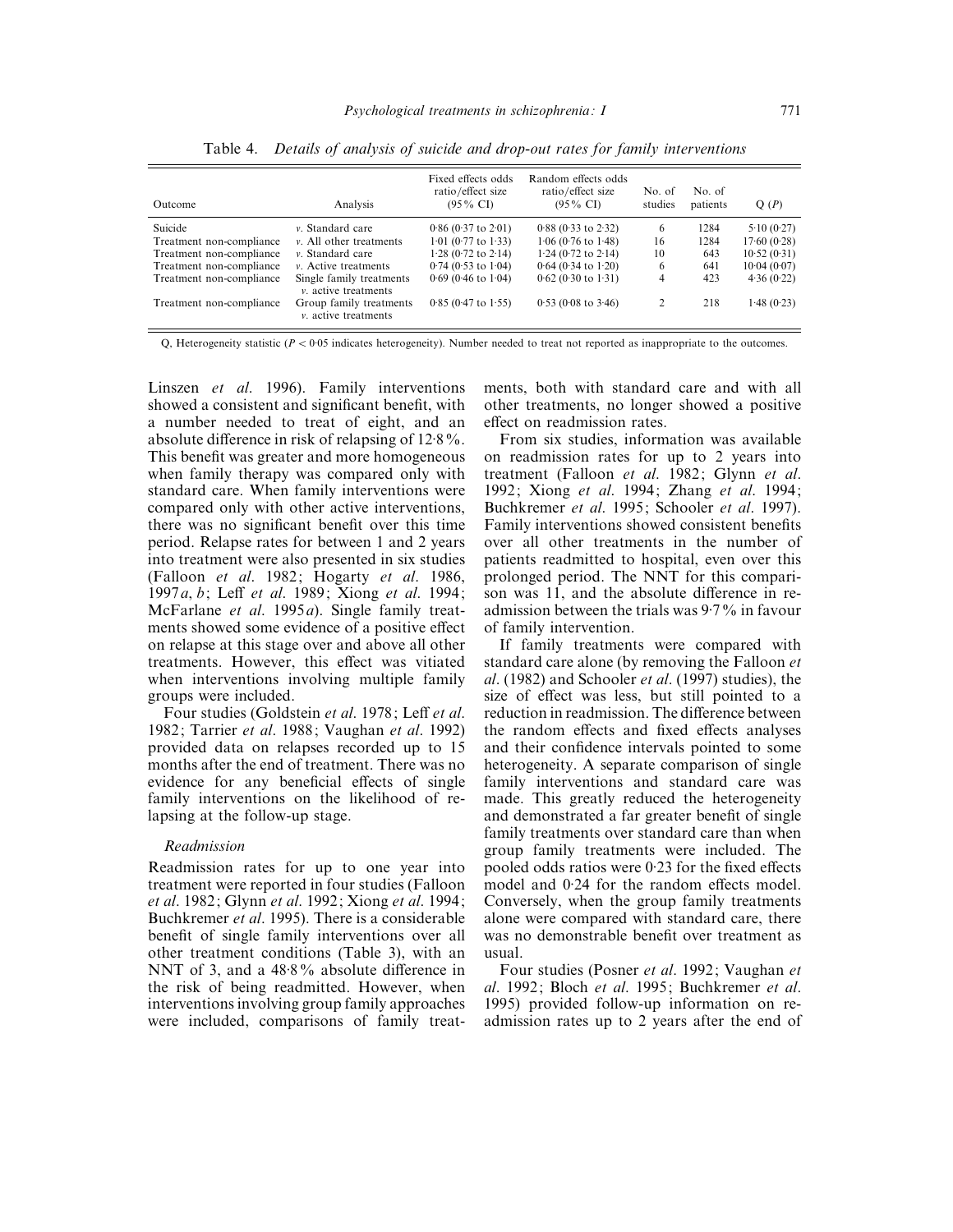Table 4. *Details of analysis of suicide and drop-out rates for family interventions*

| Outcome | Analysis | Fixed effects odds ratio/effect size (95% CI) | Random effects odds ratio/effect size (95% CI) | No. of studies | No. of patients | Q (*P*) |
|---|---|---|---|---|---|---|
| Suicide | *v.* Standard care | 0·86 (0·37 to 2·01) | 0·88 (0·33 to 2·32) | 6 | 1284 | 5·10 (0·27) |
| Treatment non-compliance | *v.* All other treatments | 1·01 (0·77 to 1·33) | 1·06 (0·76 to 1·48) | 16 | 1284 | 17·60 (0·28) |
| Treatment non-compliance | *v.* Standard care | 1·28 (0·72 to 2·14) | 1·24 (0·72 to 2·14) | 10 | 643 | 10·52 (0·31) |
| Treatment non-compliance | *v.* Active treatments | 0·74 (0·53 to 1·04) | 0·64 (0·34 to 1·20) | 6 | 641 | 10·04 (0·07) |
| Treatment non-compliance | Single family treatments *v.* active treatments | 0·69 (0·46 to 1·04) | 0·62 (0·30 to 1·31) | 4 | 423 | 4·36 (0·22) |
| Treatment non-compliance | Group family treatments *v.* active treatments | 0·85 (0·47 to 1·55) | 0·53 (0·08 to 3·46) | 2 | 218 | 1·48 (0·23) |

Q, Heterogeneity statistic ($P < 0·05$ indicates heterogeneity). Number needed to treat not reported as inappropriate to the outcomes.

Linszen *et al.* 1996). Family interventions showed a consistent and significant benefit, with a number needed to treat of eight, and an absolute difference in risk of relapsing of 12·8%. This benefit was greater and more homogeneous when family therapy was compared only with standard care. When family interventions were compared only with other active interventions, there was no significant benefit over this time period. Relapse rates for between 1 and 2 years into treatment were also presented in six studies (Falloon *et al.* 1982; Hogarty *et al.* 1986, 1997*a*, *b*; Leff *et al.* 1989; Xiong *et al.* 1994; McFarlane *et al.* 1995*a*). Single family treatments showed some evidence of a positive effect on relapse at this stage over and above all other treatments. However, this effect was vitiated when interventions involving multiple family groups were included.

Four studies (Goldstein *et al.* 1978; Leff *et al.* 1982; Tarrier *et al.* 1988; Vaughan *et al.* 1992) provided data on relapses recorded up to 15 months after the end of treatment. There was no evidence for any beneficial effects of single family interventions on the likelihood of relapsing at the follow-up stage.

*Readmission*

Readmission rates for up to one year into treatment were reported in four studies (Falloon *et al.* 1982; Glynn *et al.* 1992; Xiong *et al.* 1994; Buchkremer *et al.* 1995). There is a considerable benefit of single family interventions over all other treatment conditions (Table 3), with an NNT of 3, and a 48·8% absolute difference in the risk of being readmitted. However, when interventions involving group family approaches were included, comparisons of family treatments, both with standard care and with all other treatments, no longer showed a positive effect on readmission rates.

From six studies, information was available on readmission rates for up to 2 years into treatment (Falloon *et al.* 1982; Glynn *et al.* 1992; Xiong *et al.* 1994; Zhang *et al.* 1994; Buchkremer *et al.* 1995; Schooler *et al.* 1997). Family interventions showed consistent benefits over all other treatments in the number of patients readmitted to hospital, even over this prolonged period. The NNT for this comparison was 11, and the absolute difference in readmission between the trials was 9·7% in favour of family intervention.

If family treatments were compared with standard care alone (by removing the Falloon *et al.* (1982) and Schooler *et al.* (1997) studies), the size of effect was less, but still pointed to a reduction in readmission. The difference between the random effects and fixed effects analyses and their confidence intervals pointed to some heterogeneity. A separate comparison of single family interventions and standard care was made. This greatly reduced the heterogeneity and demonstrated a far greater benefit of single family treatments over standard care than when group family treatments were included. The pooled odds ratios were 0·23 for the fixed effects model and 0·24 for the random effects model. Conversely, when the group family treatments alone were compared with standard care, there was no demonstrable benefit over treatment as usual.

Four studies (Posner *et al.* 1992; Vaughan *et al.* 1992; Bloch *et al.* 1995; Buchkremer *et al.* 1995) provided follow-up information on readmission rates up to 2 years after the end of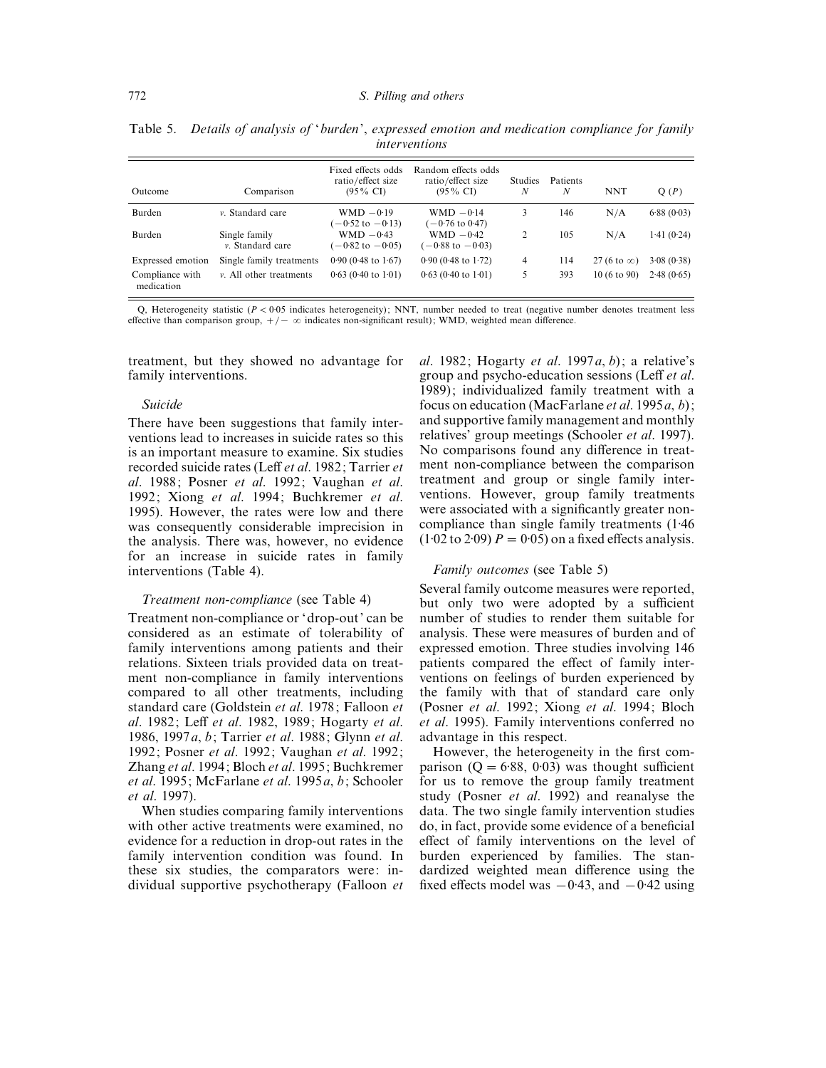Table 5. *Details of analysis of 'burden', expressed emotion and medication compliance for family interventions*

| Outcome | Comparison | Fixed effects odds ratio/effect size (95% CI) | Random effects odds ratio/effect size (95% CI) | Studies N | Patients N | NNT | Q (P) |
|---|---|---|---|---|---|---|---|
| Burden | *v.* Standard care | WMD −0·19 (−0·52 to −0·13) | WMD −0·14 (−0·76 to 0·47) | 3 | 146 | N/A | 6·88 (0·03) |
| Burden | Single family *v.* Standard care | WMD −0·43 (−0·82 to −0·05) | WMD −0·42 (−0·88 to −0·03) | 2 | 105 | N/A | 1·41 (0·24) |
| Expressed emotion | Single family treatments | 0·90 (0·48 to 1·67) | 0·90 (0·48 to 1·72) | 4 | 114 | 27 (6 to ∞) | 3·08 (0·38) |
| Compliance with medication | *v.* All other treatments | 0·63 (0·40 to 1·01) | 0·63 (0·40 to 1·01) | 5 | 393 | 10 (6 to 90) | 2·48 (0·65) |

Q, Heterogeneity statistic ($P < 0{\cdot}05$ indicates heterogeneity); NNT, number needed to treat (negative number denotes treatment less effective than comparison group, +/− ∞ indicates non-significant result); WMD, weighted mean difference.

treatment, but they showed no advantage for family interventions.

### *Suicide*

There have been suggestions that family interventions lead to increases in suicide rates so this is an important measure to examine. Six studies recorded suicide rates (Leff *et al.* 1982; Tarrier *et al.* 1988; Posner *et al.* 1992; Vaughan *et al.* 1992; Xiong *et al.* 1994; Buchkremer *et al.* 1995). However, the rates were low and there was consequently considerable imprecision in the analysis. There was, however, no evidence for an increase in suicide rates in family interventions (Table 4).

### *Treatment non-compliance* (see Table 4)

Treatment non-compliance or 'drop-out' can be considered as an estimate of tolerability of family interventions among patients and their relations. Sixteen trials provided data on treatment non-compliance in family interventions compared to all other treatments, including standard care (Goldstein *et al.* 1978; Falloon *et al.* 1982; Leff *et al.* 1982, 1989; Hogarty *et al.* 1986, 1997*a*, *b*; Tarrier *et al.* 1988; Glynn *et al.* 1992; Posner *et al.* 1992; Vaughan *et al.* 1992; Zhang *et al.* 1994; Bloch *et al.* 1995; Buchkremer *et al.* 1995; McFarlane *et al.* 1995*a*, *b*; Schooler *et al.* 1997).

When studies comparing family interventions with other active treatments were examined, no evidence for a reduction in drop-out rates in the family intervention condition was found. In these six studies, the comparators were: individual supportive psychotherapy (Falloon *et al.* 1982; Hogarty *et al.* 1997*a*, *b*); a relative's group and psycho-education sessions (Leff *et al.* 1989); individualized family treatment with a focus on education (MacFarlane *et al.* 1995*a*, *b*); and supportive family management and monthly relatives' group meetings (Schooler *et al.* 1997). No comparisons found any difference in treatment non-compliance between the comparison treatment and group or single family interventions. However, group family treatments were associated with a significantly greater non-compliance than single family treatments (1·46 (1·02 to 2·09) $P = 0{\cdot}05$) on a fixed effects analysis.

### *Family outcomes* (see Table 5)

Several family outcome measures were reported, but only two were adopted by a sufficient number of studies to render them suitable for analysis. These were measures of burden and of expressed emotion. Three studies involving 146 patients compared the effect of family interventions on feelings of burden experienced by the family with that of standard care only (Posner *et al.* 1992; Xiong *et al.* 1994; Bloch *et al.* 1995). Family interventions conferred no advantage in this respect.

However, the heterogeneity in the first comparison ($Q = 6{\cdot}88$, 0·03) was thought sufficient for us to remove the group family treatment study (Posner *et al.* 1992) and reanalyse the data. The two single family intervention studies do, in fact, provide some evidence of a beneficial effect of family interventions on the level of burden experienced by families. The standardized weighted mean difference using the fixed effects model was −0·43, and −0·42 using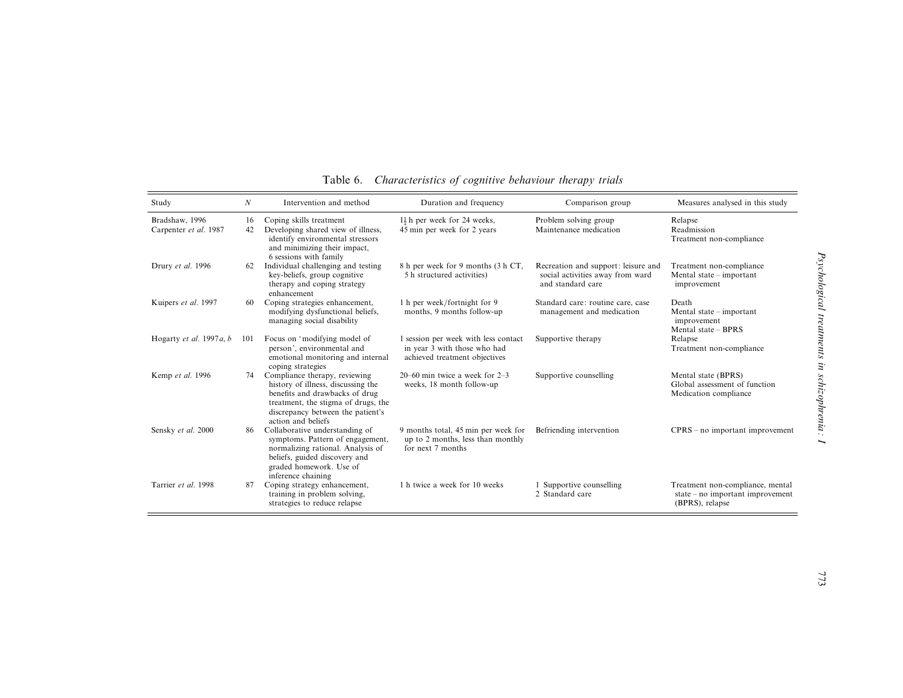Table 6. *Characteristics of cognitive behaviour therapy trials*

| Study | N | Intervention and method | Duration and frequency | Comparison group | Measures analysed in this study |
|---|---|---|---|---|---|
| Bradshaw, 1996 | 16 | Coping skills treatment | $1\frac{1}{2}$ h per week for 24 weeks, | Problem solving group | Relapse |
| Carpenter *et al*. 1987 | 42 | Developing shared view of illness, identify environmental stressors and minimizing their impact, 6 sessions with family | 45 min per week for 2 years | Maintenance medication | Readmission<br>Treatment non-compliance |
| Drury *et al*. 1996 | 62 | Individual challenging and testing key-beliefs, group cognitive therapy and coping strategy enhancement | 8 h per week for 9 months (3 h CT, 5 h structured activities) | Recreation and support: leisure and social activities away from ward and standard care | Treatment non-compliance<br>Mental state – important improvement |
| Kuipers *et al*. 1997 | 60 | Coping strategies enhancement, modifying dysfunctional beliefs, managing social disability | 1 h per week/fortnight for 9 months, 9 months follow-up | Standard care: routine care, case management and medication | Death<br>Mental state – important improvement<br>Mental state – BPRS |
| Hogarty *et al*. 1997*a*, *b* | 101 | Focus on 'modifying model of person', environmental and emotional monitoring and internal coping strategies | 1 session per week with less contact in year 3 with those who had achieved treatment objectives | Supportive therapy | Relapse<br>Treatment non-compliance |
| Kemp *et al*. 1996 | 74 | Compliance therapy, reviewing history of illness, discussing the benefits and drawbacks of drug treatment, the stigma of drugs, the discrepancy between the patient's action and beliefs | 20–60 min twice a week for 2–3 weeks, 18 month follow-up | Supportive counselling | Mental state (BPRS)<br>Global assessment of function<br>Medication compliance |
| Sensky *et al*. 2000 | 86 | Collaborative understanding of symptoms. Pattern of engagement, normalizing rational. Analysis of beliefs, guided discovery and graded homework. Use of inference chaining | 9 months total, 45 min per week for up to 2 months, less than monthly for next 7 months | Befriending intervention | CPRS – no important improvement |
| Tarrier *et al*. 1998 | 87 | Coping strategy enhancement, training in problem solving, strategies to reduce relapse | 1 h twice a week for 10 weeks | 1 Supportive counselling<br>2 Standard care | Treatment non-compliance, mental state – no important improvement (BPRS), relapse |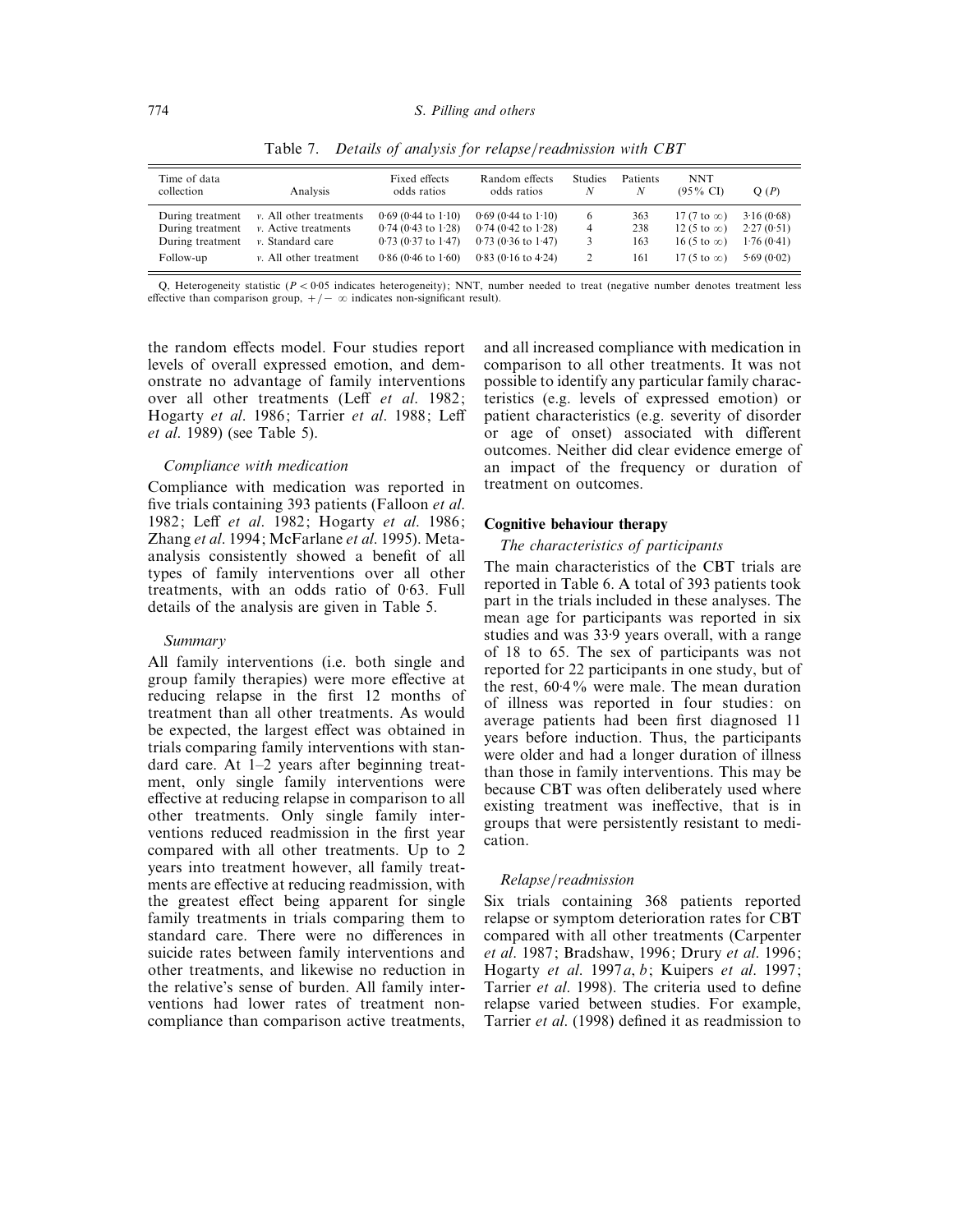Table 7. *Details of analysis for relapse/readmission with CBT*

| Time of data collection | Analysis | Fixed effects odds ratios | Random effects odds ratios | Studies N | Patients N | NNT (95% CI) | Q (P) |
|---|---|---|---|---|---|---|---|
| During treatment | *v.* All other treatments | 0·69 (0·44 to 1·10) | 0·69 (0·44 to 1·10) | 6 | 363 | 17 (7 to ∞) | 3·16 (0·68) |
| During treatment | *v.* Active treatments | 0·74 (0·43 to 1·28) | 0·74 (0·42 to 1·28) | 4 | 238 | 12 (5 to ∞) | 2·27 (0·51) |
| During treatment | *v.* Standard care | 0·73 (0·37 to 1·47) | 0·73 (0·36 to 1·47) | 3 | 163 | 16 (5 to ∞) | 1·76 (0·41) |
| Follow-up | *v.* All other treatment | 0·86 (0·46 to 1·60) | 0·83 (0·16 to 4·24) | 2 | 161 | 17 (5 to ∞) | 5·69 (0·02) |

Q, Heterogeneity statistic ($P < 0.05$ indicates heterogeneity); NNT, number needed to treat (negative number denotes treatment less effective than comparison group, +/− ∞ indicates non-significant result).

the random effects model. Four studies report levels of overall expressed emotion, and demonstrate no advantage of family interventions over all other treatments (Leff *et al*. 1982; Hogarty *et al*. 1986; Tarrier *et al*. 1988; Leff *et al*. 1989) (see Table 5).

### *Compliance with medication*

Compliance with medication was reported in five trials containing 393 patients (Falloon *et al*. 1982; Leff *et al*. 1982; Hogarty *et al*. 1986; Zhang *et al*. 1994; McFarlane *et al*. 1995). Meta-analysis consistently showed a benefit of all types of family interventions over all other treatments, with an odds ratio of 0·63. Full details of the analysis are given in Table 5.

### *Summary*

All family interventions (i.e. both single and group family therapies) were more effective at reducing relapse in the first 12 months of treatment than all other treatments. As would be expected, the largest effect was obtained in trials comparing family interventions with standard care. At 1–2 years after beginning treatment, only single family interventions were effective at reducing relapse in comparison to all other treatments. Only single family interventions reduced readmission in the first year compared with all other treatments. Up to 2 years into treatment however, all family treatments are effective at reducing readmission, with the greatest effect being apparent for single family treatments in trials comparing them to standard care. There were no differences in suicide rates between family interventions and other treatments, and likewise no reduction in the relative's sense of burden. All family interventions had lower rates of treatment non-compliance than comparison active treatments, and all increased compliance with medication in comparison to all other treatments. It was not possible to identify any particular family characteristics (e.g. levels of expressed emotion) or patient characteristics (e.g. severity of disorder or age of onset) associated with different outcomes. Neither did clear evidence emerge of an impact of the frequency or duration of treatment on outcomes.

## Cognitive behaviour therapy

### *The characteristics of participants*

The main characteristics of the CBT trials are reported in Table 6. A total of 393 patients took part in the trials included in these analyses. The mean age for participants was reported in six studies and was 33·9 years overall, with a range of 18 to 65. The sex of participants was not reported for 22 participants in one study, but of the rest, 60·4% were male. The mean duration of illness was reported in four studies: on average patients had been first diagnosed 11 years before induction. Thus, the participants were older and had a longer duration of illness than those in family interventions. This may be because CBT was often deliberately used where existing treatment was ineffective, that is in groups that were persistently resistant to medication.

### *Relapse/readmission*

Six trials containing 368 patients reported relapse or symptom deterioration rates for CBT compared with all other treatments (Carpenter *et al*. 1987; Bradshaw, 1996; Drury *et al*. 1996; Hogarty *et al*. 1997*a*, *b*; Kuipers *et al*. 1997; Tarrier *et al*. 1998). The criteria used to define relapse varied between studies. For example, Tarrier *et al*. (1998) defined it as readmission to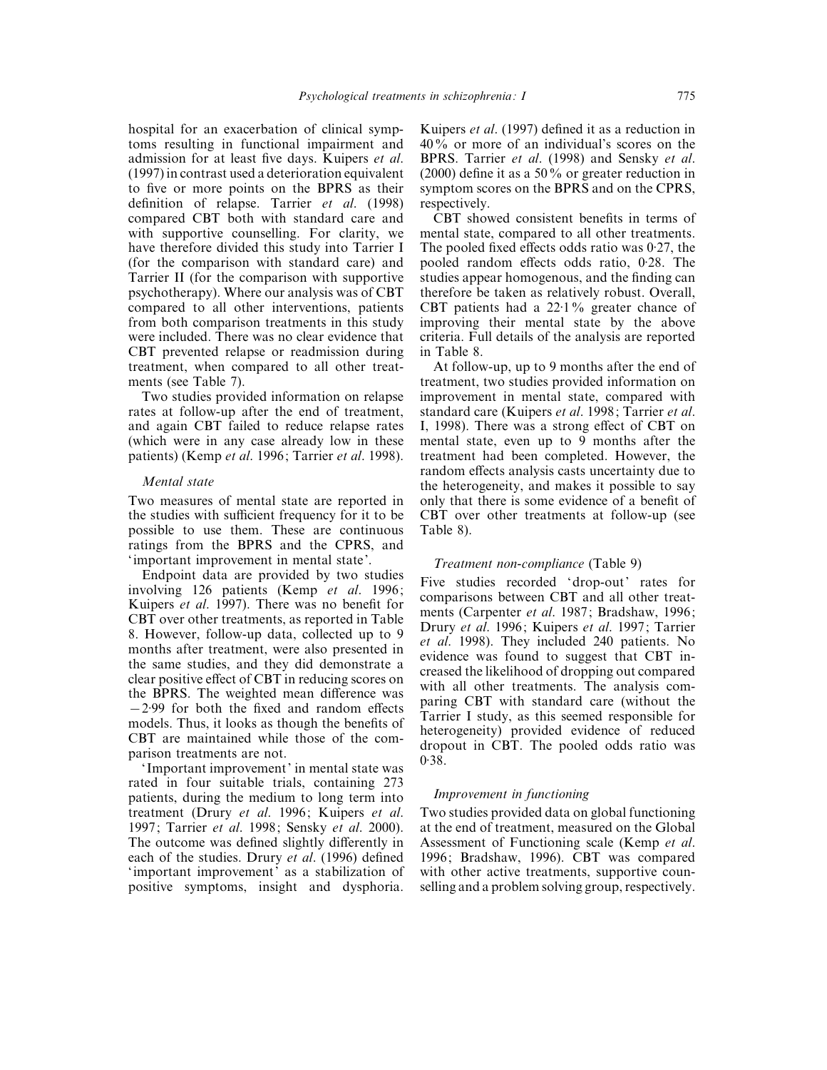hospital for an exacerbation of clinical symptoms resulting in functional impairment and admission for at least five days. Kuipers *et al.* (1997) in contrast used a deterioration equivalent to five or more points on the BPRS as their definition of relapse. Tarrier *et al.* (1998) compared CBT both with standard care and with supportive counselling. For clarity, we have therefore divided this study into Tarrier I (for the comparison with standard care) and Tarrier II (for the comparison with supportive psychotherapy). Where our analysis was of CBT compared to all other interventions, patients from both comparison treatments in this study were included. There was no clear evidence that CBT prevented relapse or readmission during treatment, when compared to all other treatments (see Table 7).

Two studies provided information on relapse rates at follow-up after the end of treatment, and again CBT failed to reduce relapse rates (which were in any case already low in these patients) (Kemp *et al.* 1996; Tarrier *et al.* 1998).

### *Mental state*

Two measures of mental state are reported in the studies with sufficient frequency for it to be possible to use them. These are continuous ratings from the BPRS and the CPRS, and 'important improvement in mental state'.

Endpoint data are provided by two studies involving 126 patients (Kemp *et al.* 1996; Kuipers *et al.* 1997). There was no benefit for CBT over other treatments, as reported in Table 8. However, follow-up data, collected up to 9 months after treatment, were also presented in the same studies, and they did demonstrate a clear positive effect of CBT in reducing scores on the BPRS. The weighted mean difference was −2·99 for both the fixed and random effects models. Thus, it looks as though the benefits of CBT are maintained while those of the comparison treatments are not.

'Important improvement' in mental state was rated in four suitable trials, containing 273 patients, during the medium to long term into treatment (Drury *et al.* 1996; Kuipers *et al.* 1997; Tarrier *et al.* 1998; Sensky *et al.* 2000). The outcome was defined slightly differently in each of the studies. Drury *et al.* (1996) defined 'important improvement' as a stabilization of positive symptoms, insight and dysphoria. Kuipers *et al.* (1997) defined it as a reduction in 40% or more of an individual's scores on the BPRS. Tarrier *et al.* (1998) and Sensky *et al.* (2000) define it as a 50% or greater reduction in symptom scores on the BPRS and on the CPRS, respectively.

CBT showed consistent benefits in terms of mental state, compared to all other treatments. The pooled fixed effects odds ratio was 0·27, the pooled random effects odds ratio, 0·28. The studies appear homogenous, and the finding can therefore be taken as relatively robust. Overall, CBT patients had a 22·1% greater chance of improving their mental state by the above criteria. Full details of the analysis are reported in Table 8.

At follow-up, up to 9 months after the end of treatment, two studies provided information on improvement in mental state, compared with standard care (Kuipers *et al.* 1998; Tarrier *et al.* I, 1998). There was a strong effect of CBT on mental state, even up to 9 months after the treatment had been completed. However, the random effects analysis casts uncertainty due to the heterogeneity, and makes it possible to say only that there is some evidence of a benefit of CBT over other treatments at follow-up (see Table 8).

### *Treatment non-compliance* (Table 9)

Five studies recorded 'drop-out' rates for comparisons between CBT and all other treatments (Carpenter *et al.* 1987; Bradshaw, 1996; Drury *et al.* 1996; Kuipers *et al.* 1997; Tarrier *et al.* 1998). They included 240 patients. No evidence was found to suggest that CBT increased the likelihood of dropping out compared with all other treatments. The analysis comparing CBT with standard care (without the Tarrier I study, as this seemed responsible for heterogeneity) provided evidence of reduced dropout in CBT. The pooled odds ratio was 0·38.

### *Improvement in functioning*

Two studies provided data on global functioning at the end of treatment, measured on the Global Assessment of Functioning scale (Kemp *et al.* 1996; Bradshaw, 1996). CBT was compared with other active treatments, supportive counselling and a problem solving group, respectively.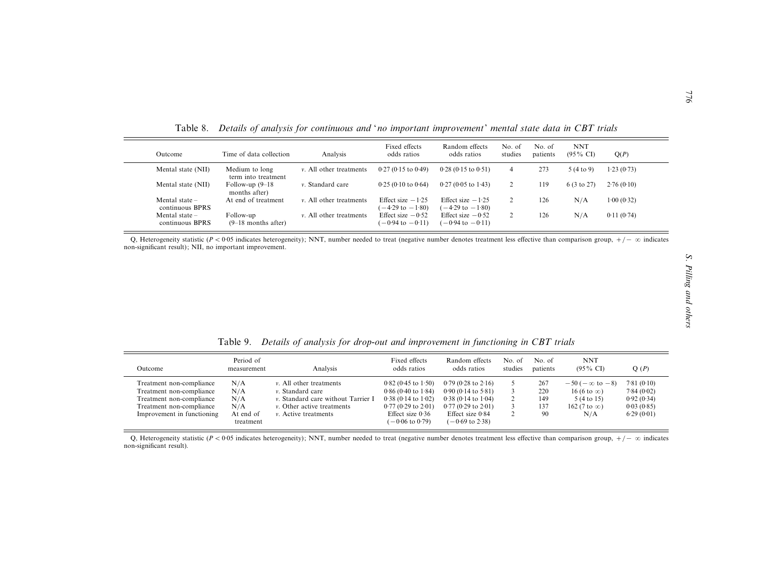Table 8. *Details of analysis for continuous and 'no important improvement' mental state data in CBT trials*

| Outcome | Time of data collection | Analysis | Fixed effects odds ratios | Random effects odds ratios | No. of studies | No. of patients | NNT (95% CI) | Q(*P*) |
|---|---|---|---|---|---|---|---|---|
| Mental state (NII) | Medium to long term into treatment | *v*. All other treatments | 0·27 (0·15 to 0·49) | 0·28 (0·15 to 0·51) | 4 | 273 | 5 (4 to 9) | 1·23 (0·73) |
| Mental state (NII) | Follow-up (9–18 months after) | *v*. Standard care | 0·25 (0·10 to 0·64) | 0·27 (0·05 to 1·43) | 2 | 119 | 6 (3 to 27) | 2·76 (0·10) |
| Mental state – continuous BPRS | At end of treatment | *v*. All other treatments | Effect size −1·25 (−4·29 to −1·80) | Effect size −1·25 (−4·29 to −1·80) | 2 | 126 | N/A | 1·00 (0·32) |
| Mental state – continuous BPRS | Follow-up (9–18 months after) | *v*. All other treatments | Effect size −0·52 (−0·94 to −0·11) | Effect size −0·52 (−0·94 to −0·11) | 2 | 126 | N/A | 0·11 (0·74) |

Q, Heterogeneity statistic ($P < 0{\cdot}05$ indicates heterogeneity); NNT, number needed to treat (negative number denotes treatment less effective than comparison group, $+/-\ \infty$ indicates non-significant result); NII, no important improvement.

Table 9. *Details of analysis for drop-out and improvement in functioning in CBT trials*

| Outcome | Period of measurement | Analysis | Fixed effects odds ratios | Random effects odds ratios | No. of studies | No. of patients | NNT (95% CI) | Q (*P*) |
|---|---|---|---|---|---|---|---|---|
| Treatment non-compliance | N/A | *v*. All other treatments | 0·82 (0·45 to 1·50) | 0·79 (0·28 to 2·16) | 5 | 267 | −50 (−∞ to −8) | 7·81 (0·10) |
| Treatment non-compliance | N/A | *v*. Standard care | 0·86 (0·40 to 1·84) | 0·90 (0·14 to 5·81) | 3 | 220 | 16 (6 to ∞) | 7·84 (0·02) |
| Treatment non-compliance | N/A | *v*. Standard care without Tarrier I | 0·38 (0·14 to 1·02) | 0·38 (0·14 to 1·04) | 2 | 149 | 5 (4 to 15) | 0·92 (0·34) |
| Treatment non-compliance | N/A | *v*. Other active treatments | 0·77 (0·29 to 2·01) | 0·77 (0·29 to 2·01) | 3 | 137 | 162 (7 to ∞) | 0·03 (0·85) |
| Improvement in functioning | At end of treatment | *v*. Active treatments | Effect size 0·36 (−0·06 to 0·79) | Effect size 0·84 (−0·69 to 2·38) | 2 | 90 | N/A | 6·29 (0·01) |

Q, Heterogeneity statistic ($P < 0{\cdot}05$ indicates heterogeneity); NNT, number needed to treat (negative number denotes treatment less effective than comparison group, $+/-\ \infty$ indicates non-significant result).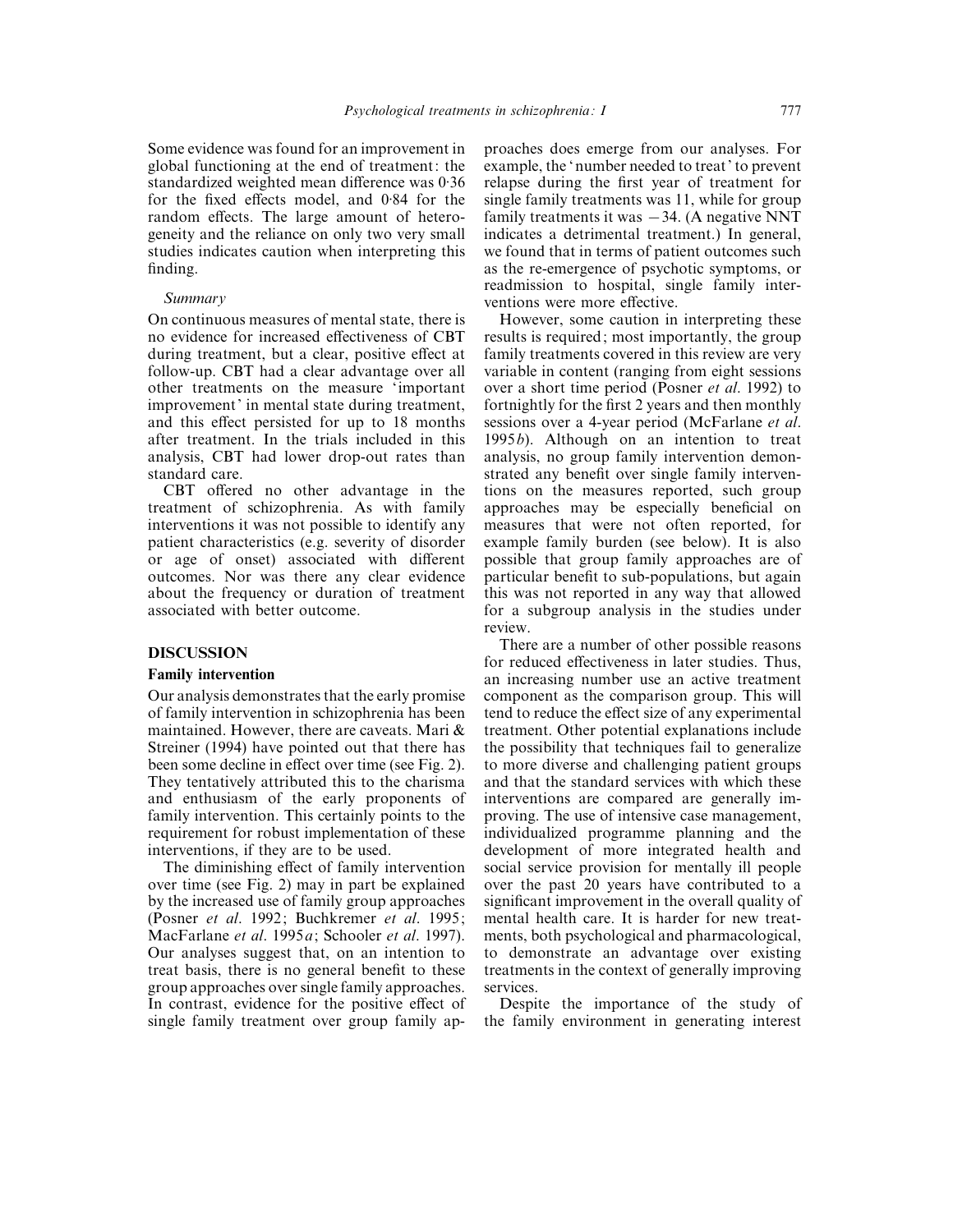Some evidence was found for an improvement in global functioning at the end of treatment: the standardized weighted mean difference was 0·36 for the fixed effects model, and 0·84 for the random effects. The large amount of heterogeneity and the reliance on only two very small studies indicates caution when interpreting this finding.

*Summary*

On continuous measures of mental state, there is no evidence for increased effectiveness of CBT during treatment, but a clear, positive effect at follow-up. CBT had a clear advantage over all other treatments on the measure 'important improvement' in mental state during treatment, and this effect persisted for up to 18 months after treatment. In the trials included in this analysis, CBT had lower drop-out rates than standard care.

CBT offered no other advantage in the treatment of schizophrenia. As with family interventions it was not possible to identify any patient characteristics (e.g. severity of disorder or age of onset) associated with different outcomes. Nor was there any clear evidence about the frequency or duration of treatment associated with better outcome.

## DISCUSSION

### Family intervention

Our analysis demonstrates that the early promise of family intervention in schizophrenia has been maintained. However, there are caveats. Mari & Streiner (1994) have pointed out that there has been some decline in effect over time (see Fig. 2). They tentatively attributed this to the charisma and enthusiasm of the early proponents of family intervention. This certainly points to the requirement for robust implementation of these interventions, if they are to be used.

The diminishing effect of family intervention over time (see Fig. 2) may in part be explained by the increased use of family group approaches (Posner *et al*. 1992; Buchkremer *et al*. 1995; MacFarlane *et al*. 1995*a*; Schooler *et al*. 1997). Our analyses suggest that, on an intention to treat basis, there is no general benefit to these group approaches over single family approaches. In contrast, evidence for the positive effect of single family treatment over group family approaches does emerge from our analyses. For example, the 'number needed to treat' to prevent relapse during the first year of treatment for single family treatments was 11, while for group family treatments it was −34. (A negative NNT indicates a detrimental treatment.) In general, we found that in terms of patient outcomes such as the re-emergence of psychotic symptoms, or readmission to hospital, single family interventions were more effective.

However, some caution in interpreting these results is required; most importantly, the group family treatments covered in this review are very variable in content (ranging from eight sessions over a short time period (Posner *et al*. 1992) to fortnightly for the first 2 years and then monthly sessions over a 4-year period (McFarlane *et al*. 1995*b*). Although on an intention to treat analysis, no group family intervention demonstrated any benefit over single family interventions on the measures reported, such group approaches may be especially beneficial on measures that were not often reported, for example family burden (see below). It is also possible that group family approaches are of particular benefit to sub-populations, but again this was not reported in any way that allowed for a subgroup analysis in the studies under review.

There are a number of other possible reasons for reduced effectiveness in later studies. Thus, an increasing number use an active treatment component as the comparison group. This will tend to reduce the effect size of any experimental treatment. Other potential explanations include the possibility that techniques fail to generalize to more diverse and challenging patient groups and that the standard services with which these interventions are compared are generally improving. The use of intensive case management, individualized programme planning and the development of more integrated health and social service provision for mentally ill people over the past 20 years have contributed to a significant improvement in the overall quality of mental health care. It is harder for new treatments, both psychological and pharmacological, to demonstrate an advantage over existing treatments in the context of generally improving services.

Despite the importance of the study of the family environment in generating interest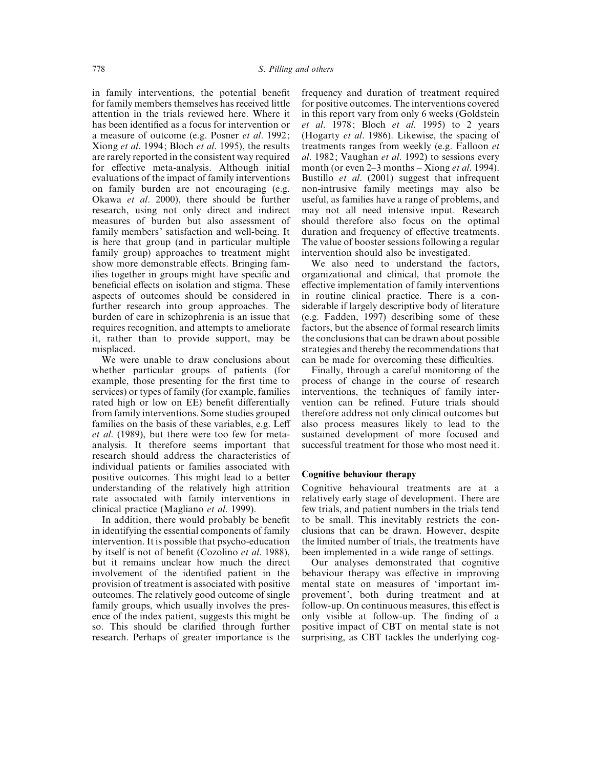in family interventions, the potential benefit for family members themselves has received little attention in the trials reviewed here. Where it has been identified as a focus for intervention or a measure of outcome (e.g. Posner *et al*. 1992; Xiong *et al*. 1994; Bloch *et al*. 1995), the results are rarely reported in the consistent way required for effective meta-analysis. Although initial evaluations of the impact of family interventions on family burden are not encouraging (e.g. Okawa *et al*. 2000), there should be further research, using not only direct and indirect measures of burden but also assessment of family members' satisfaction and well-being. It is here that group (and in particular multiple family group) approaches to treatment might show more demonstrable effects. Bringing families together in groups might have specific and beneficial effects on isolation and stigma. These aspects of outcomes should be considered in further research into group approaches. The burden of care in schizophrenia is an issue that requires recognition, and attempts to ameliorate it, rather than to provide support, may be misplaced.

We were unable to draw conclusions about whether particular groups of patients (for example, those presenting for the first time to services) or types of family (for example, families rated high or low on EE) benefit differentially from family interventions. Some studies grouped families on the basis of these variables, e.g. Leff *et al*. (1989), but there were too few for meta-analysis. It therefore seems important that research should address the characteristics of individual patients or families associated with positive outcomes. This might lead to a better understanding of the relatively high attrition rate associated with family interventions in clinical practice (Magliano *et al*. 1999).

In addition, there would probably be benefit in identifying the essential components of family intervention. It is possible that psycho-education by itself is not of benefit (Cozolino *et al*. 1988), but it remains unclear how much the direct involvement of the identified patient in the provision of treatment is associated with positive outcomes. The relatively good outcome of single family groups, which usually involves the presence of the index patient, suggests this might be so. This should be clarified through further research. Perhaps of greater importance is the frequency and duration of treatment required for positive outcomes. The interventions covered in this report vary from only 6 weeks (Goldstein *et al*. 1978; Bloch *et al*. 1995) to 2 years (Hogarty *et al*. 1986). Likewise, the spacing of treatments ranges from weekly (e.g. Falloon *et al*. 1982; Vaughan *et al*. 1992) to sessions every month (or even 2–3 months – Xiong *et al*. 1994). Bustillo *et al*. (2001) suggest that infrequent non-intrusive family meetings may also be useful, as families have a range of problems, and may not all need intensive input. Research should therefore also focus on the optimal duration and frequency of effective treatments. The value of booster sessions following a regular intervention should also be investigated.

We also need to understand the factors, organizational and clinical, that promote the effective implementation of family interventions in routine clinical practice. There is a considerable if largely descriptive body of literature (e.g. Fadden, 1997) describing some of these factors, but the absence of formal research limits the conclusions that can be drawn about possible strategies and thereby the recommendations that can be made for overcoming these difficulties.

Finally, through a careful monitoring of the process of change in the course of research interventions, the techniques of family intervention can be refined. Future trials should therefore address not only clinical outcomes but also process measures likely to lead to the sustained development of more focused and successful treatment for those who most need it.

**Cognitive behaviour therapy**

Cognitive behavioural treatments are at a relatively early stage of development. There are few trials, and patient numbers in the trials tend to be small. This inevitably restricts the conclusions that can be drawn. However, despite the limited number of trials, the treatments have been implemented in a wide range of settings.

Our analyses demonstrated that cognitive behaviour therapy was effective in improving mental state on measures of 'important improvement', both during treatment and at follow-up. On continuous measures, this effect is only visible at follow-up. The finding of a positive impact of CBT on mental state is not surprising, as CBT tackles the underlying cog-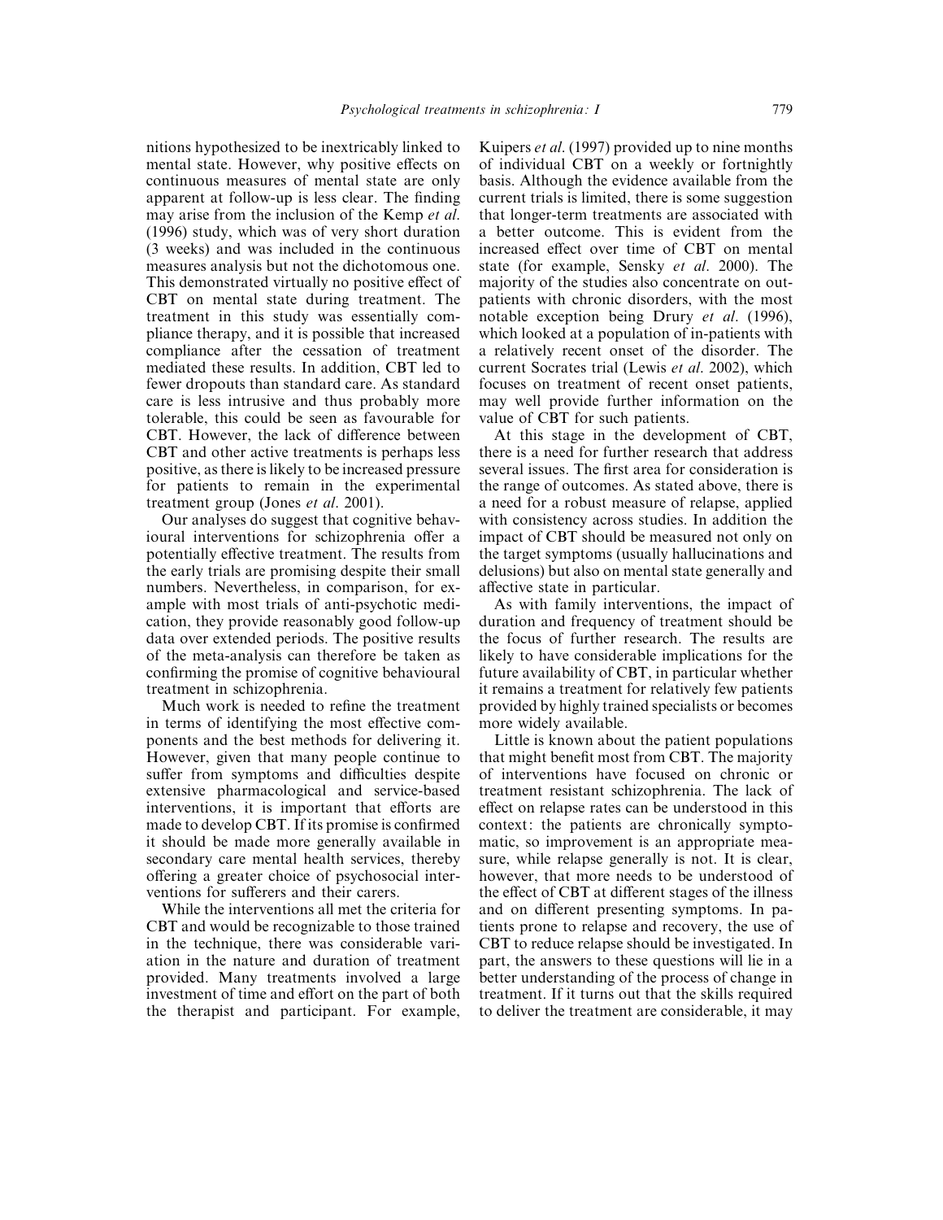nitions hypothesized to be inextricably linked to mental state. However, why positive effects on continuous measures of mental state are only apparent at follow-up is less clear. The finding may arise from the inclusion of the Kemp *et al.* (1996) study, which was of very short duration (3 weeks) and was included in the continuous measures analysis but not the dichotomous one. This demonstrated virtually no positive effect of CBT on mental state during treatment. The treatment in this study was essentially compliance therapy, and it is possible that increased compliance after the cessation of treatment mediated these results. In addition, CBT led to fewer dropouts than standard care. As standard care is less intrusive and thus probably more tolerable, this could be seen as favourable for CBT. However, the lack of difference between CBT and other active treatments is perhaps less positive, as there is likely to be increased pressure for patients to remain in the experimental treatment group (Jones *et al.* 2001).

Our analyses do suggest that cognitive behavioural interventions for schizophrenia offer a potentially effective treatment. The results from the early trials are promising despite their small numbers. Nevertheless, in comparison, for example with most trials of anti-psychotic medication, they provide reasonably good follow-up data over extended periods. The positive results of the meta-analysis can therefore be taken as confirming the promise of cognitive behavioural treatment in schizophrenia.

Much work is needed to refine the treatment in terms of identifying the most effective components and the best methods for delivering it. However, given that many people continue to suffer from symptoms and difficulties despite extensive pharmacological and service-based interventions, it is important that efforts are made to develop CBT. If its promise is confirmed it should be made more generally available in secondary care mental health services, thereby offering a greater choice of psychosocial interventions for sufferers and their carers.

While the interventions all met the criteria for CBT and would be recognizable to those trained in the technique, there was considerable variation in the nature and duration of treatment provided. Many treatments involved a large investment of time and effort on the part of both the therapist and participant. For example, Kuipers *et al.* (1997) provided up to nine months of individual CBT on a weekly or fortnightly basis. Although the evidence available from the current trials is limited, there is some suggestion that longer-term treatments are associated with a better outcome. This is evident from the increased effect over time of CBT on mental state (for example, Sensky *et al.* 2000). The majority of the studies also concentrate on outpatients with chronic disorders, with the most notable exception being Drury *et al.* (1996), which looked at a population of in-patients with a relatively recent onset of the disorder. The current Socrates trial (Lewis *et al.* 2002), which focuses on treatment of recent onset patients, may well provide further information on the value of CBT for such patients.

At this stage in the development of CBT, there is a need for further research that address several issues. The first area for consideration is the range of outcomes. As stated above, there is a need for a robust measure of relapse, applied with consistency across studies. In addition the impact of CBT should be measured not only on the target symptoms (usually hallucinations and delusions) but also on mental state generally and affective state in particular.

As with family interventions, the impact of duration and frequency of treatment should be the focus of further research. The results are likely to have considerable implications for the future availability of CBT, in particular whether it remains a treatment for relatively few patients provided by highly trained specialists or becomes more widely available.

Little is known about the patient populations that might benefit most from CBT. The majority of interventions have focused on chronic or treatment resistant schizophrenia. The lack of effect on relapse rates can be understood in this context: the patients are chronically symptomatic, so improvement is an appropriate measure, while relapse generally is not. It is clear, however, that more needs to be understood of the effect of CBT at different stages of the illness and on different presenting symptoms. In patients prone to relapse and recovery, the use of CBT to reduce relapse should be investigated. In part, the answers to these questions will lie in a better understanding of the process of change in treatment. If it turns out that the skills required to deliver the treatment are considerable, it may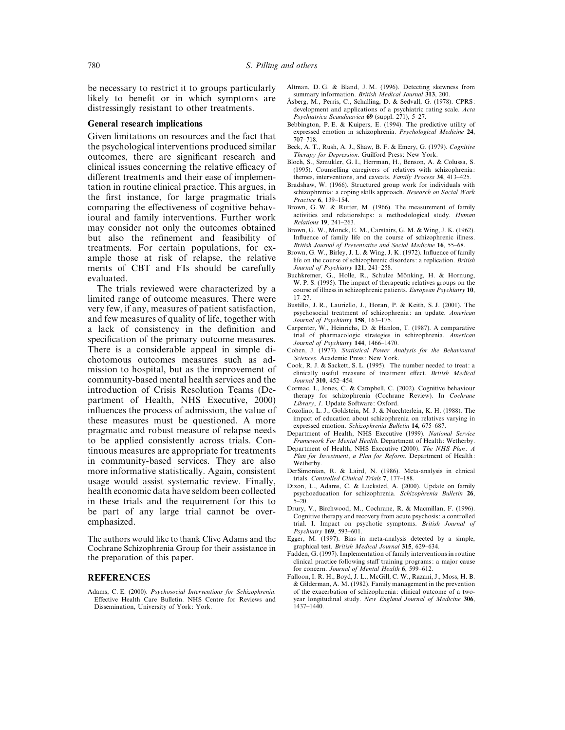be necessary to restrict it to groups particularly likely to benefit or in which symptoms are distressingly resistant to other treatments.

### General research implications

Given limitations on resources and the fact that the psychological interventions produced similar outcomes, there are significant research and clinical issues concerning the relative efficacy of different treatments and their ease of implementation in routine clinical practice. This argues, in the first instance, for large pragmatic trials comparing the effectiveness of cognitive behavioural and family interventions. Further work may consider not only the outcomes obtained but also the refinement and feasibility of treatments. For certain populations, for example those at risk of relapse, the relative merits of CBT and FIs should be carefully evaluated.

The trials reviewed were characterized by a limited range of outcome measures. There were very few, if any, measures of patient satisfaction, and few measures of quality of life, together with a lack of consistency in the definition and specification of the primary outcome measures. There is a considerable appeal in simple dichotomous outcomes measures such as admission to hospital, but as the improvement of community-based mental health services and the introduction of Crisis Resolution Teams (Department of Health, NHS Executive, 2000) influences the process of admission, the value of these measures must be questioned. A more pragmatic and robust measure of relapse needs to be applied consistently across trials. Continuous measures are appropriate for treatments in community-based services. They are also more informative statistically. Again, consistent usage would assist systematic review. Finally, health economic data have seldom been collected in these trials and the requirement for this to be part of any large trial cannot be overemphasized.

The authors would like to thank Clive Adams and the Cochrane Schizophrenia Group for their assistance in the preparation of this paper.

## REFERENCES

Adams, C. E. (2000). *Psychosocial Interventions for Schizophrenia*. Effective Health Care Bulletin. NHS Centre for Reviews and Dissemination, University of York: York.

Altman, D. G. & Bland, J. M. (1996). Detecting skewness from summary information. *British Medical Journal* **313**, 200.

Åsberg, M., Perris, C., Schalling, D. & Sedvall, G. (1978). CPRS: development and applications of a psychiatric rating scale. *Acta Psychiatrica Scandinavica* **69** (suppl. 271), 5–27.

Bebbington, P. E. & Kuipers, E. (1994). The predictive utility of expressed emotion in schizophrenia. *Psychological Medicine* **24**, 707–718.

Beck, A. T., Rush, A. J., Shaw, B. F. & Emery, G. (1979). *Cognitive Therapy for Depression*. Guilford Press: New York.

Bloch, S., Szmukler, G. I., Herrman, H., Benson, A. & Colussa, S. (1995). Counselling caregivers of relatives with schizophrenia: themes, interventions, and caveats. *Family Process* **34**, 413–425.

Bradshaw, W. (1966). Structured group work for individuals with schizophrenia: a coping skills approach. *Research on Social Work Practice* **6**, 139–154.

Brown, G. W. & Rutter, M. (1966). The measurement of family activities and relationships: a methodological study. *Human Relations* **19**, 241–263.

Brown, G. W., Monck, E. M., Carstairs, G. M. & Wing, J. K. (1962). Influence of family life on the course of schizophrenic illness. *British Journal of Preventative and Social Medicine* **16**, 55–68.

Brown, G. W., Birley, J. L. & Wing, J. K. (1972). Influence of family life on the course of schizophrenic disorders: a replication. *British Journal of Psychiatry* **121**, 241–258.

Buchkremer, G., Holle, R., Schulze Mönking, H. & Hornung, W. P. S. (1995). The impact of therapeutic relatives groups on the course of illness in schizophrenic patients. *European Psychiatry* **10**, 17–27.

Bustillo, J. R., Lauriello, J., Horan, P. & Keith, S. J. (2001). The psychosocial treatment of schizophrenia: an update. *American Journal of Psychiatry* **158**, 163–175.

Carpenter, W., Heinrichs, D. & Hanlon, T. (1987). A comparative trial of pharmacologic strategies in schizophrenia. *American Journal of Psychiatry* **144**, 1466–1470.

Cohen, J. (1977). *Statistical Power Analysis for the Behavioural Sciences*. Academic Press: New York.

Cook, R. J. & Sackett, S. L. (1995). The number needed to treat: a clinically useful measure of treatment effect. *British Medical Journal* **310**, 452–454.

Cormac, I., Jones, C. & Campbell, C. (2002). Cognitive behaviour therapy for schizophrenia (Cochrane Review). In *Cochrane Library*, *1*. Update Software: Oxford.

Cozolino, L. J., Goldstein, M. J. & Nuechterlein, K. H. (1988). The impact of education about schizophrenia on relatives varying in expressed emotion. *Schizophrenia Bulletin* **14**, 675–687.

Department of Health, NHS Executive (1999). *National Service Framework For Mental Health*. Department of Health: Wetherby.

Department of Health, NHS Executive (2000). *The NHS Plan: A Plan for Investment, a Plan for Reform*. Department of Health: Wetherby.

DerSimonian, R. & Laird, N. (1986). Meta-analysis in clinical trials. *Controlled Clinical Trials* **7**, 177–188.

Dixon, L., Adams, C. & Lucksted, A. (2000). Update on family psychoeducation for schizophrenia. *Schizophrenia Bulletin* **26**, 5–20.

Drury, V., Birchwood, M., Cochrane, R. & Macmillan, F. (1996). Cognitive therapy and recovery from acute psychosis: a controlled trial. I. Impact on psychotic symptoms. *British Journal of Psychiatry* **169**, 593–601.

Egger, M. (1997). Bias in meta-analysis detected by a simple, graphical test. *British Medical Journal* **315**, 629–634.

Fadden, G. (1997). Implementation of family interventions in routine clinical practice following staff training programs: a major cause for concern. *Journal of Mental Health* **6**, 599–612.

Falloon, I. R. H., Boyd, J. L., McGill, C. W., Razani, J., Moss, H. B. & Gilderman, A. M. (1982). Family management in the prevention of the exacerbation of schizophrenia: clinical outcome of a two-year longitudinal study. *New England Journal of Medicine* **306**, 1437–1440.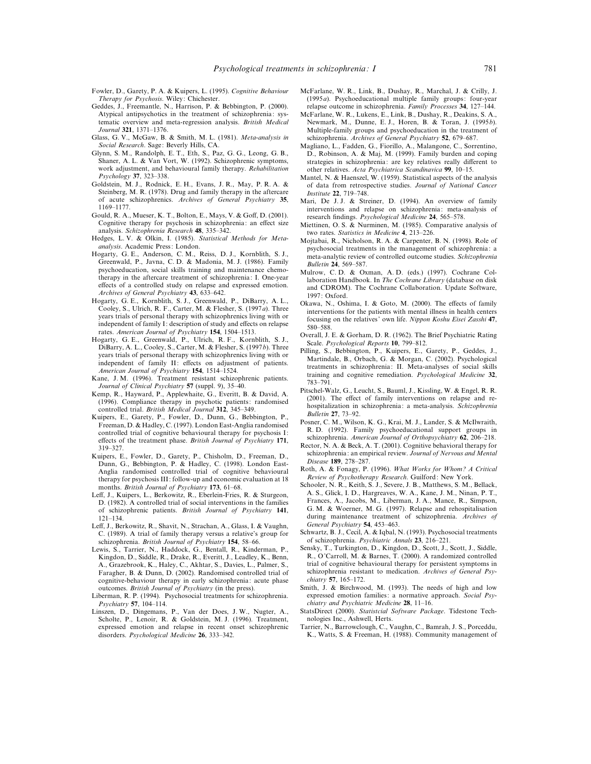Fowler, D., Garety, P. A. & Kuipers, L. (1995). *Cognitive Behaviour Therapy for Psychosis*. Wiley: Chichester.

Geddes, J., Freemantle, N., Harrison, P. & Bebbington, P. (2000). Atypical antipsychotics in the treatment of schizophrenia: systematic overview and meta-regression analysis. *British Medical Journal* **321**, 1371–1376.

Glass, G. V., McGaw, B. & Smith, M. L. (1981). *Meta-analysis in Social Research*. Sage: Beverly Hills, CA.

Glynn, S. M., Randolph, E. T., Eth, S., Paz, G. G., Leong, G. B., Shaner, A. L. & Van Vort, W. (1992). Schizophrenic symptoms, work adjustment, and behavioural family therapy. *Rehabilitation Psychology* **37**, 323–338.

Goldstein, M. J., Rodnick, E. H., Evans, J. R., May, P. R. A. & Steinberg, M. R. (1978). Drug and family therapy in the aftercare of acute schizophrenics. *Archives of General Psychiatry* **35**, 1169–1177.

Gould, R. A., Mueser, K. T., Bolton, E., Mays, V. & Goff, D. (2001). Cognitive therapy for psychosis in schizophrenia: an effect size analysis. *Schizophrenia Research* **48**, 335–342.

Hedges, L. V. & Olkin, I. (1985). *Statistical Methods for Meta-analysis*. Academic Press: London.

Hogarty, G. E., Anderson, C. M., Reiss, D. J., Kornblith, S. J., Greenwald, P., Javna, C. D. & Madonia, M. J. (1986). Family psychoeducation, social skills training and maintenance chemotherapy in the aftercare treatment of schizophrenia: I. One-year effects of a controlled study on relapse and expressed emotion. *Archives of General Psychiatry* **43**, 633–642.

Hogarty, G. E., Kornblith, S. J., Greenwald, P., DiBarry, A. L., Cooley, S., Ulrich, R. F., Carter, M. & Flesher, S. (1997*a*). Three years trials of personal therapy with schizophrenics living with or independent of family I: description of study and effects on relapse rates. *American Journal of Psychiatry* **154**, 1504–1513.

Hogarty, G. E., Greenwald, P., Ulrich, R. F., Kornblith, S. J., DiBarry, A. L., Cooley, S., Carter, M. & Flesher, S. (1997*b*). Three years trials of personal therapy with schizophrenics living with or independent of family II: effects on adjustment of patients. *American Journal of Psychiatry* **154**, 1514–1524.

Kane, J. M. (1996). Treatment resistant schizophrenic patients. *Journal of Clinical Psychiatry* **57** (suppl. 9), 35–40.

Kemp, R., Hayward, P., Applewhaite, G., Everitt, B. & David, A. (1996). Compliance therapy in psychotic patients: randomised controlled trial. *British Medical Journal* **312**, 345–349.

Kuipers, E., Garety, P., Fowler, D., Dunn, G., Bebbington, P., Freeman, D. & Hadley, C. (1997). London East-Anglia randomised controlled trial of cognitive behavioural therapy for psychosis I: effects of the treatment phase. *British Journal of Psychiatry* **171**, 319–327.

Kuipers, E., Fowler, D., Garety, P., Chisholm, D., Freeman, D., Dunn, G., Bebbington, P. & Hadley, C. (1998). London East-Anglia randomised controlled trial of cognitive behavioural therapy for psychosis III: follow-up and economic evaluation at 18 months. *British Journal of Psychiatry* **173**, 61–68.

Leff, J., Kuipers, L., Berkowitz, R., Eberlein-Fries, R. & Sturgeon, D. (1982). A controlled trial of social interventions in the families of schizophrenic patients. *British Journal of Psychiatry* **141**, 121–134.

Leff, J., Berkowitz, R., Shavit, N., Strachan, A., Glass, I. & Vaughn, C. (1989). A trial of family therapy versus a relative's group for schizophrenia. *British Journal of Psychiatry* **154**, 58–66.

Lewis, S., Tarrier, N., Haddock, G., Bentall, R., Kinderman, P., Kingdon, D., Siddle, R., Drake, R., Everitt, J., Leadley, K., Benn, A., Grazebrook, K., Haley, C., Akhtar, S., Davies, L., Palmer, S., Faragher, B. & Dunn, D. (2002). Randomised controlled trial of cognitive-behaviour therapy in early schizophrenia: acute phase outcomes. *British Journal of Psychiatry* (in the press).

Liberman, R. P. (1994). Psychosocial treatments for schizophrenia. *Psychiatry* **57**, 104–114.

Linszen, D., Dingemans, P., Van der Does, J. W., Nugter, A., Scholte, P., Lenoir, R. & Goldstein, M. J. (1996). Treatment, expressed emotion and relapse in recent onset schizophrenic disorders. *Psychological Medicine* **26**, 333–342.

McFarlane, W. R., Link, B., Dushay, R., Marchal, J. & Crilly, J. (1995*a*). Psychoeducational multiple family groups: four-year relapse outcome in schizophrenia. *Family Processes* **34**, 127–144.

McFarlane, W. R., Lukens, E., Link, B., Dushay, R., Deakins, S. A., Newmark, M., Dunne, E. J., Horen, B. & Toran, J. (1995*b*). Multiple-family groups and psychoeducation in the treatment of schizophrenia. *Archives of General Psychiatry* **52**, 679–687.

Magliano, L., Fadden, G., Fiorillo, A., Malangone, C., Sorrentino, D., Robinson, A. & Maj, M. (1999). Family burden and coping strategies in schizophrenia: are key relatives really different to other relatives. *Acta Psychiatrica Scandinavica* **99**, 10–15.

Mantel, N. & Haenszel, W. (1959). Statistical aspects of the analysis of data from retrospective studies. *Journal of National Cancer Institute* **22**, 719–748.

Mari, De J. J. & Streiner, D. (1994). An overview of family interventions and relapse on schizophrenia: meta-analysis of research findings. *Psychological Medicine* **24**, 565–578.

Miettinen, O. S. & Nurminen, M. (1985). Comparative analysis of two rates. *Statistics in Medicine* **4**, 213–226.

Mojtabai, R., Nicholson, R. A. & Carpenter, B. N. (1998). Role of psychosocial treatments in the management of schizophrenia: a meta-analytic review of controlled outcome studies. *Schizophrenia Bulletin* **24**, 569–587.

Mulrow, C. D. & Oxman, A. D. (eds.) (1997). Cochrane Collaboration Handbook. In *The Cochrane Library* (database on disk and CDROM). The Cochrane Collaboration. Update Software, 1997: Oxford.

Okawa, N., Oshima, I. & Goto, M. (2000). The effects of family interventions for the patients with mental illness in health centers focusing on the relatives' own life. *Nippon Koshu Eisei Zasshi* **47**, 580–588.

Overall, J. E. & Gorham, D. R. (1962). The Brief Psychiatric Rating Scale. *Psychological Reports* **10**, 799–812.

Pilling, S., Bebbington, P., Kuipers, E., Garety, P., Geddes, J., Martindale, B., Orbach, G. & Morgan, C. (2002). Psychological treatments in schizophrenia: II. Meta-analyses of social skills training and cognitive remediation. *Psychological Medicine* **32**, 783–791.

Pitschel-Walz, G., Leucht, S., Bauml, J., Kissling, W. & Engel, R. R. (2001). The effect of family interventions on relapse and rehospitalization in schizophrenia: a meta-analysis. *Schizophrenia Bulletin* **27**, 73–92.

Posner, C. M., Wilson, K. G., Krai, M. J., Lander, S. & McIlwraith, R. D. (1992). Family psychoeducational support groups in schizophrenia. *American Journal of Orthopsychiatry* **62**, 206–218.

Rector, N. A. & Beck, A. T. (2001). Cognitive behavioral therapy for schizophrenia: an empirical review. *Journal of Nervous and Mental Disease* **189**, 278–287.

Roth, A. & Fonagy, P. (1996). *What Works for Whom? A Critical Review of Psychotherapy Research*. Guilford: New York.

Schooler, N. R., Keith, S. J., Severe, J. B., Matthews, S. M., Bellack, A. S., Glick, I. D., Hargreaves, W. A., Kane, J. M., Ninan, P. T., Frances, A., Jacobs, M., Liberman, J. A., Mance, R., Simpson, G. M. & Woerner, M. G. (1997). Relapse and rehospitalisation during maintenance treatment of schizophrenia. *Archives of General Psychiatry* **54**, 453–463.

Schwartz, B. J., Cecil, A. & Iqbal, N. (1993). Psychosocial treatments of schizophrenia. *Psychiatric Annals* **23**, 216–221.

Sensky, T., Turkington, D., Kingdon, D., Scott, J., Scott, J., Siddle, R., O'Carroll, M. & Barnes, T. (2000). A randomized controlled trial of cognitive behavioural therapy for persistent symptoms in schizophrenia resistant to medication. *Archives of General Psychiatry* **57**, 165–172.

Smith, J. & Birchwood, M. (1993). The needs of high and low expressed emotion families: a normative approach. *Social Psychiatry and Psychiatric Medicine* **28**, 11–16.

StatsDirect (2000). *Statistcial Software Package*. Tidestone Technologies Inc., Ashwell, Herts.

Tarrier, N., Barrowclough, C., Vaughn, C., Bamrah, J. S., Porceddu, K., Watts, S. & Freeman, H. (1988). Community management of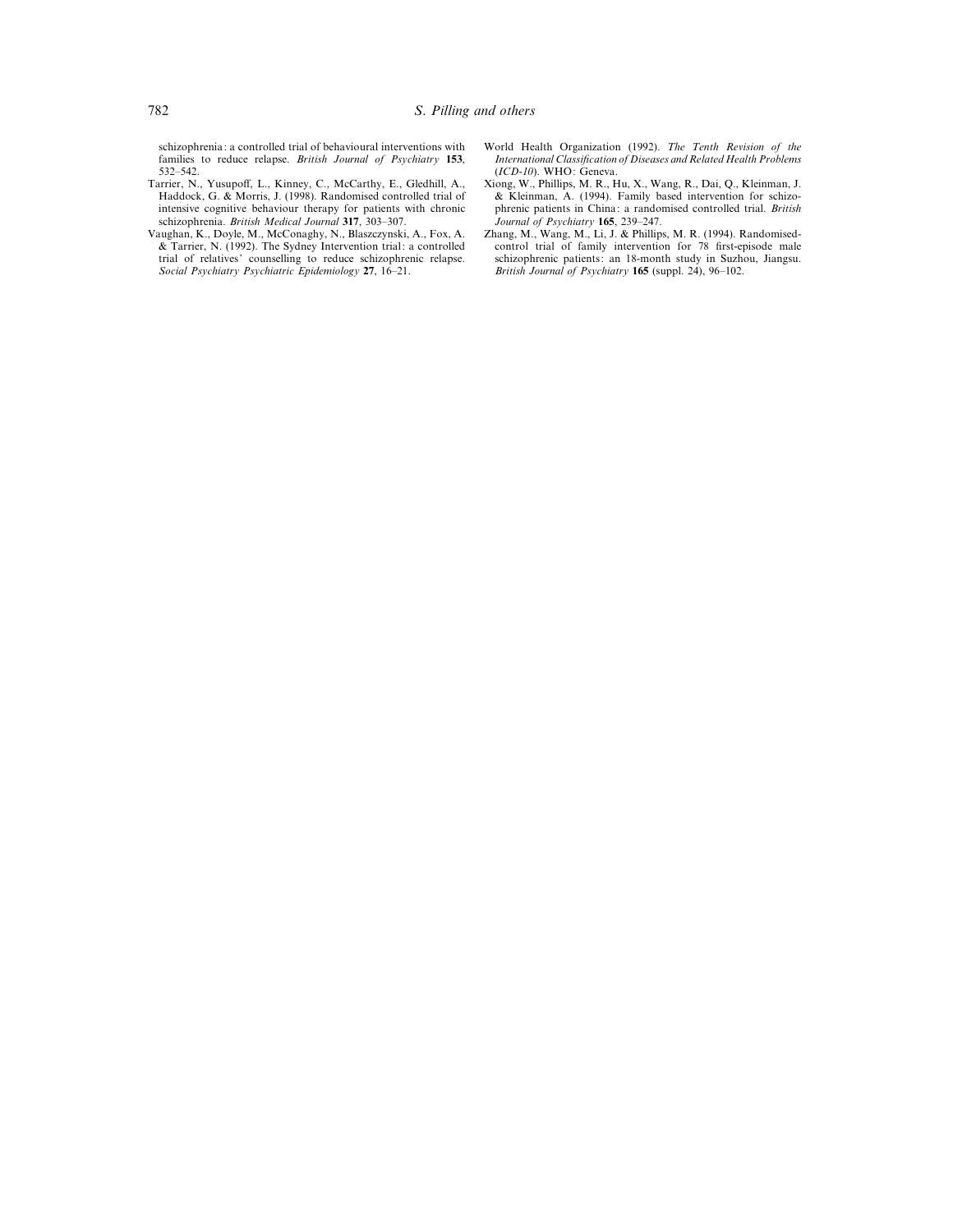schizophrenia: a controlled trial of behavioural interventions with families to reduce relapse. *British Journal of Psychiatry* **153**, 532–542.

Tarrier, N., Yusupoff, L., Kinney, C., McCarthy, E., Gledhill, A., Haddock, G. & Morris, J. (1998). Randomised controlled trial of intensive cognitive behaviour therapy for patients with chronic schizophrenia. *British Medical Journal* **317**, 303–307.

Vaughan, K., Doyle, M., McConaghy, N., Blaszczynski, A., Fox, A. & Tarrier, N. (1992). The Sydney Intervention trial: a controlled trial of relatives' counselling to reduce schizophrenic relapse. *Social Psychiatry Psychiatric Epidemiology* **27**, 16–21.

World Health Organization (1992). *The Tenth Revision of the International Classification of Diseases and Related Health Problems* (*ICD-10*). WHO: Geneva.

Xiong, W., Phillips, M. R., Hu, X., Wang, R., Dai, Q., Kleinman, J. & Kleinman, A. (1994). Family based intervention for schizophrenic patients in China: a randomised controlled trial. *British Journal of Psychiatry* **165**, 239–247.

Zhang, M., Wang, M., Li, J. & Phillips, M. R. (1994). Randomised-control trial of family intervention for 78 first-episode male schizophrenic patients: an 18-month study in Suzhou, Jiangsu. *British Journal of Psychiatry* **165** (suppl. 24), 96–102.